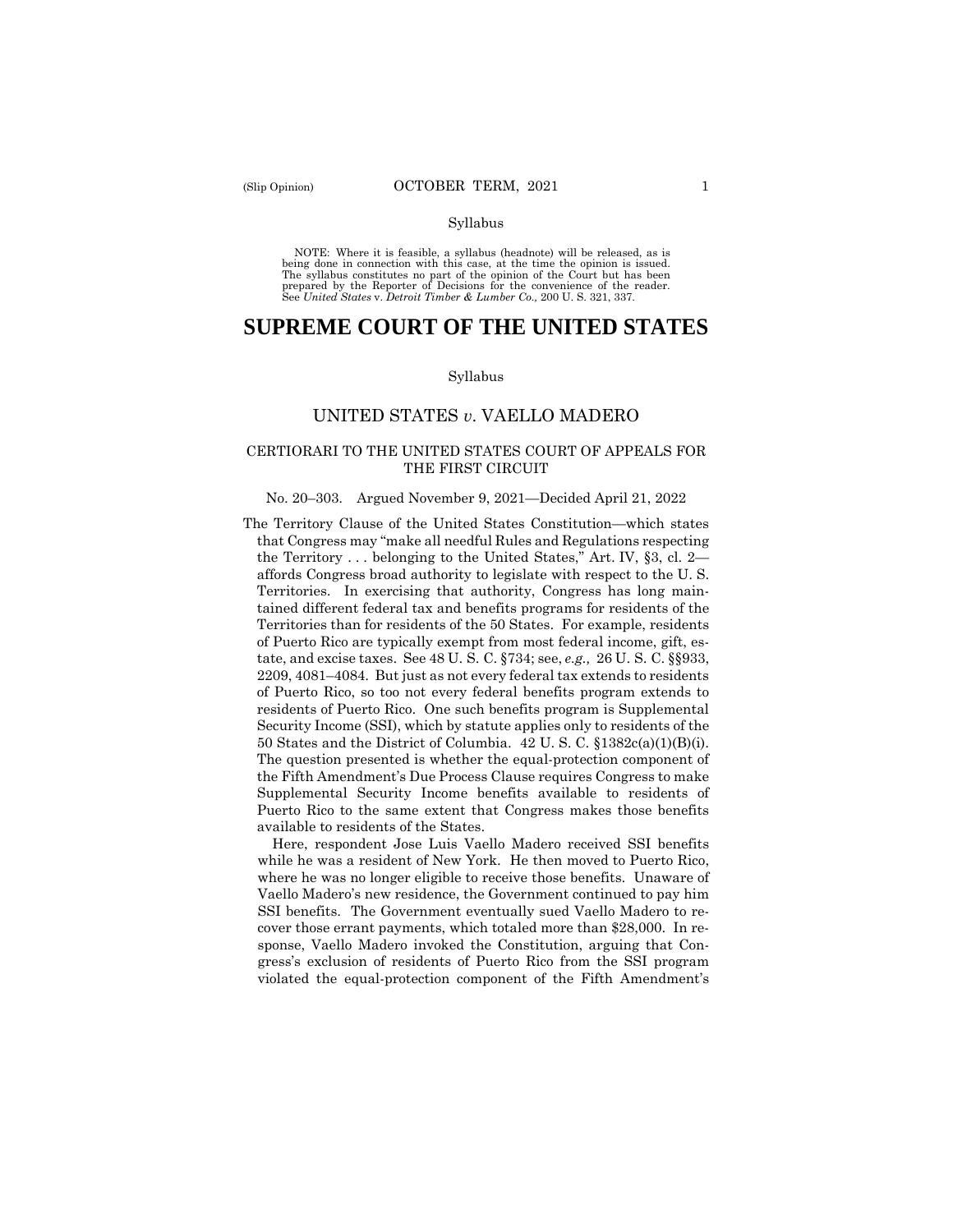Syllabus

NOTE: Where it is feasible, a syllabus (headnote) will be released, as is being done in connection with this case, at the time the opinion is issued. The syllabus constitutes no part of the opinion of the Court but has been prepared by the Reporter of Decisions for the convenience of the reader. See *United States* v. *Detroit Timber & Lumber Co.,* 200 U. S. 321, 337.

# SUPREME COURT OF THE UNITED STATES

Syllabus

## UNITED STATES *v.* VAELLO MADERO

### CERTIORARI TO THE UNITED STATES COURT OF APPEALS FOR THE FIRST CIRCUIT

No. 20–303. Argued November 9, 2021—Decided April 21, 2022

The Territory Clause of the United States Constitution—which states that Congress may "make all needful Rules and Regulations respecting the Territory . . . belonging to the United States," Art. IV, §3, cl. 2—affords Congress broad authority to legislate with respect to the U. S. Territories. In exercising that authority, Congress has long maintained different federal tax and benefits programs for residents of the Territories than for residents of the 50 States. For example, residents of Puerto Rico are typically exempt from most federal income, gift, estate, and excise taxes. See 48 U. S. C. §734; see, *e.g.,* 26 U. S. C. §§933, 2209, 4081–4084. But just as not every federal tax extends to residents of Puerto Rico, so too not every federal benefits program extends to residents of Puerto Rico. One such benefits program is Supplemental Security Income (SSI), which by statute applies only to residents of the 50 States and the District of Columbia. 42 U. S. C. §1382c(a)(1)(B)(i). The question presented is whether the equal-protection component of the Fifth Amendment's Due Process Clause requires Congress to make Supplemental Security Income benefits available to residents of Puerto Rico to the same extent that Congress makes those benefits available to residents of the States.

Here, respondent Jose Luis Vaello Madero received SSI benefits while he was a resident of New York. He then moved to Puerto Rico, where he was no longer eligible to receive those benefits. Unaware of Vaello Madero's new residence, the Government continued to pay him SSI benefits. The Government eventually sued Vaello Madero to recover those errant payments, which totaled more than $28,000. In response, Vaello Madero invoked the Constitution, arguing that Congress's exclusion of residents of Puerto Rico from the SSI program violated the equal-protection component of the Fifth Amendment's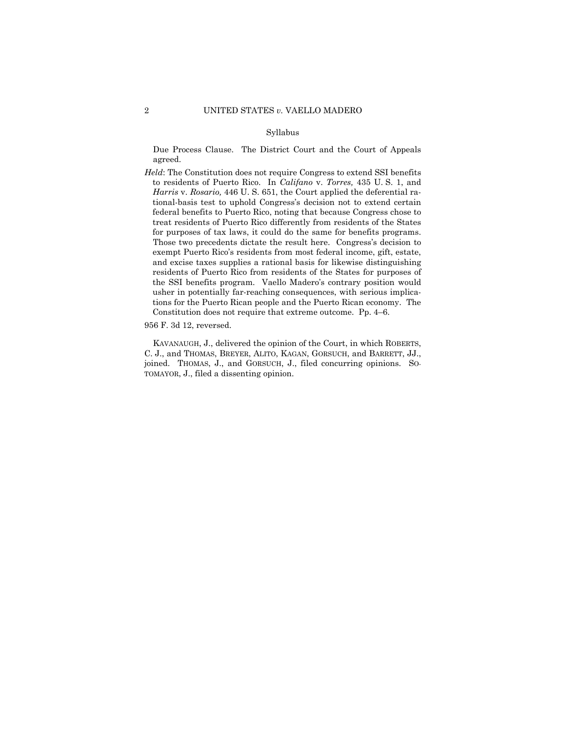Syllabus

Due Process Clause. The District Court and the Court of Appeals agreed.

*Held*: The Constitution does not require Congress to extend SSI benefits to residents of Puerto Rico. In *Califano* v. *Torres,* 435 U. S. 1, and *Harris* v. *Rosario,* 446 U. S. 651, the Court applied the deferential rational-basis test to uphold Congress's decision not to extend certain federal benefits to Puerto Rico, noting that because Congress chose to treat residents of Puerto Rico differently from residents of the States for purposes of tax laws, it could do the same for benefits programs. Those two precedents dictate the result here. Congress's decision to exempt Puerto Rico's residents from most federal income, gift, estate, and excise taxes supplies a rational basis for likewise distinguishing residents of Puerto Rico from residents of the States for purposes of the SSI benefits program. Vaello Madero's contrary position would usher in potentially far-reaching consequences, with serious implications for the Puerto Rican people and the Puerto Rican economy. The Constitution does not require that extreme outcome. Pp. 4–6.

956 F. 3d 12, reversed.

KAVANAUGH, J., delivered the opinion of the Court, in which ROBERTS, C. J., and THOMAS, BREYER, ALITO, KAGAN, GORSUCH, and BARRETT, JJ., joined. THOMAS, J., and GORSUCH, J., filed concurring opinions. SOTOMAYOR, J., filed a dissenting opinion.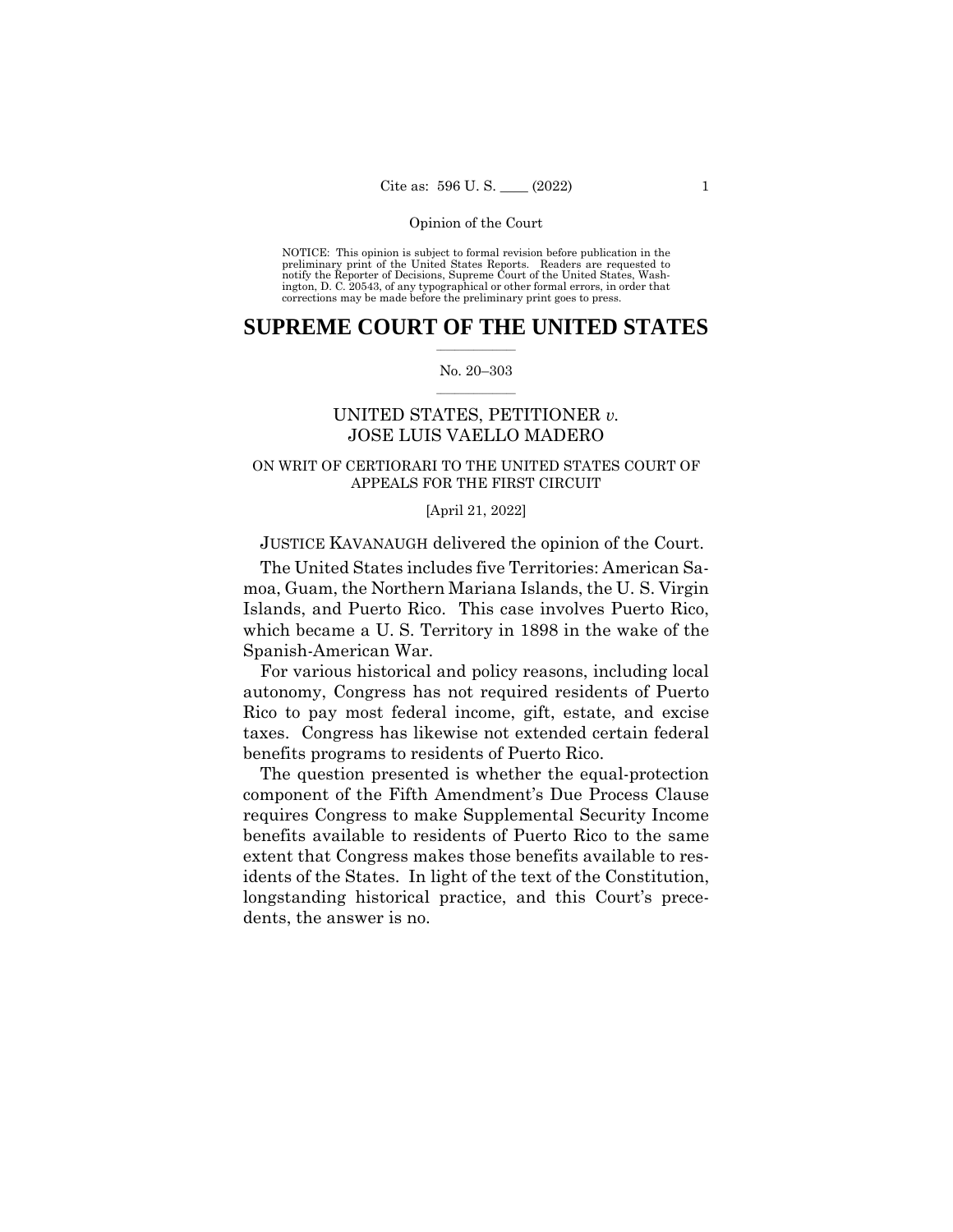NOTICE: This opinion is subject to formal revision before publication in the preliminary print of the United States Reports. Readers are requested to notify the Reporter of Decisions, Supreme Court of the United States, Washington, D. C. 20543, of any typographical or other formal errors, in order that corrections may be made before the preliminary print goes to press.

# SUPREME COURT OF THE UNITED STATES

No. 20–303

UNITED STATES, PETITIONER *v.* JOSE LUIS VAELLO MADERO

ON WRIT OF CERTIORARI TO THE UNITED STATES COURT OF APPEALS FOR THE FIRST CIRCUIT

[April 21, 2022]

JUSTICE KAVANAUGH delivered the opinion of the Court.

The United States includes five Territories: American Samoa, Guam, the Northern Mariana Islands, the U. S. Virgin Islands, and Puerto Rico. This case involves Puerto Rico, which became a U. S. Territory in 1898 in the wake of the Spanish-American War.

For various historical and policy reasons, including local autonomy, Congress has not required residents of Puerto Rico to pay most federal income, gift, estate, and excise taxes. Congress has likewise not extended certain federal benefits programs to residents of Puerto Rico.

The question presented is whether the equal-protection component of the Fifth Amendment's Due Process Clause requires Congress to make Supplemental Security Income benefits available to residents of Puerto Rico to the same extent that Congress makes those benefits available to residents of the States. In light of the text of the Constitution, longstanding historical practice, and this Court's precedents, the answer is no.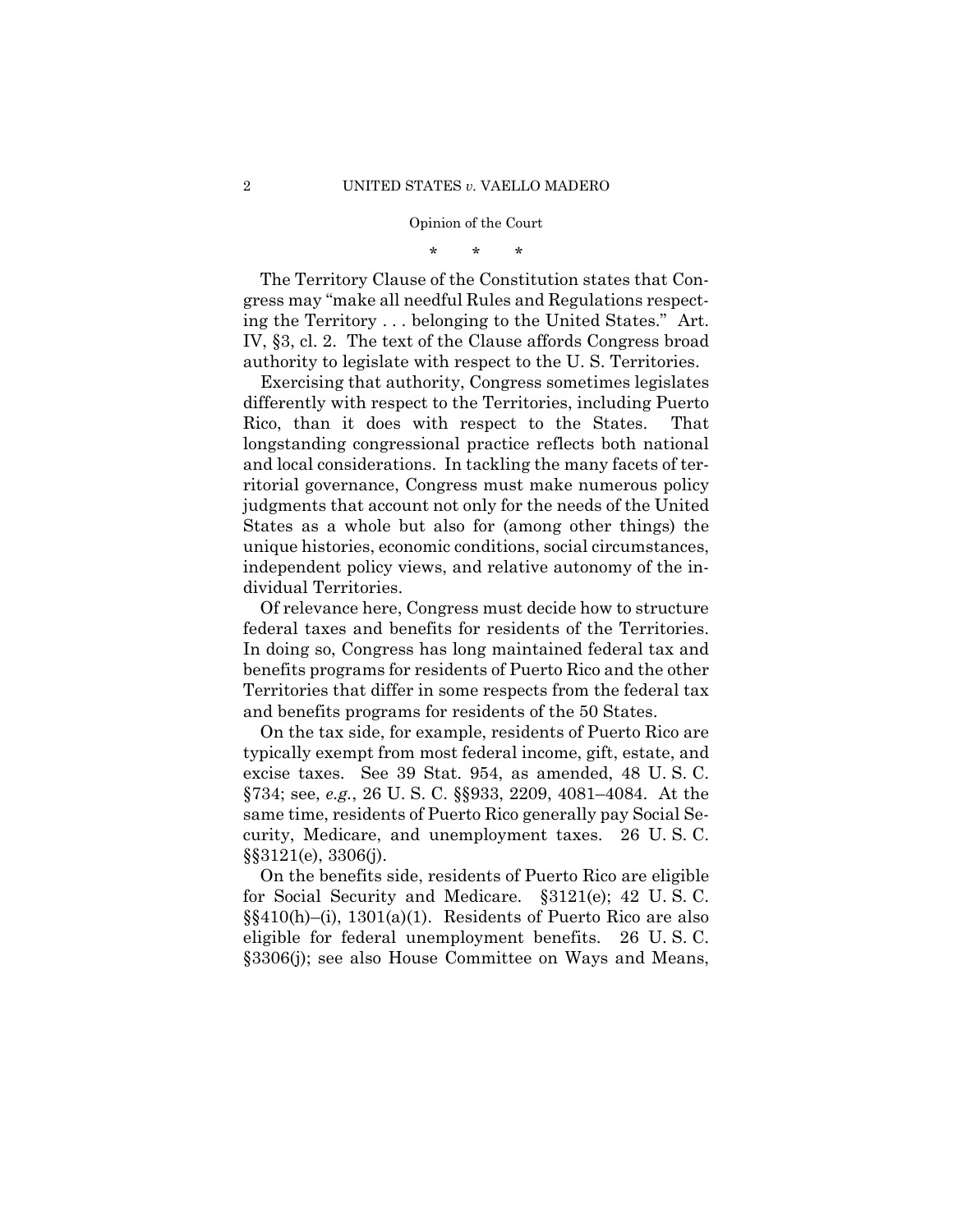\* \* \*

The Territory Clause of the Constitution states that Congress may "make all needful Rules and Regulations respecting the Territory . . . belonging to the United States." Art. IV, §3, cl. 2. The text of the Clause affords Congress broad authority to legislate with respect to the U. S. Territories.

Exercising that authority, Congress sometimes legislates differently with respect to the Territories, including Puerto Rico, than it does with respect to the States. That longstanding congressional practice reflects both national and local considerations. In tackling the many facets of territorial governance, Congress must make numerous policy judgments that account not only for the needs of the United States as a whole but also for (among other things) the unique histories, economic conditions, social circumstances, independent policy views, and relative autonomy of the individual Territories.

Of relevance here, Congress must decide how to structure federal taxes and benefits for residents of the Territories. In doing so, Congress has long maintained federal tax and benefits programs for residents of Puerto Rico and the other Territories that differ in some respects from the federal tax and benefits programs for residents of the 50 States.

On the tax side, for example, residents of Puerto Rico are typically exempt from most federal income, gift, estate, and excise taxes. See 39 Stat. 954, as amended, 48 U. S. C. §734; see, *e.g.*, 26 U. S. C. §§933, 2209, 4081–4084. At the same time, residents of Puerto Rico generally pay Social Security, Medicare, and unemployment taxes. 26 U. S. C. §§3121(e), 3306(j).

On the benefits side, residents of Puerto Rico are eligible for Social Security and Medicare. §3121(e); 42 U. S. C. §§410(h)–(i), 1301(a)(1). Residents of Puerto Rico are also eligible for federal unemployment benefits. 26 U. S. C. §3306(j); see also House Committee on Ways and Means,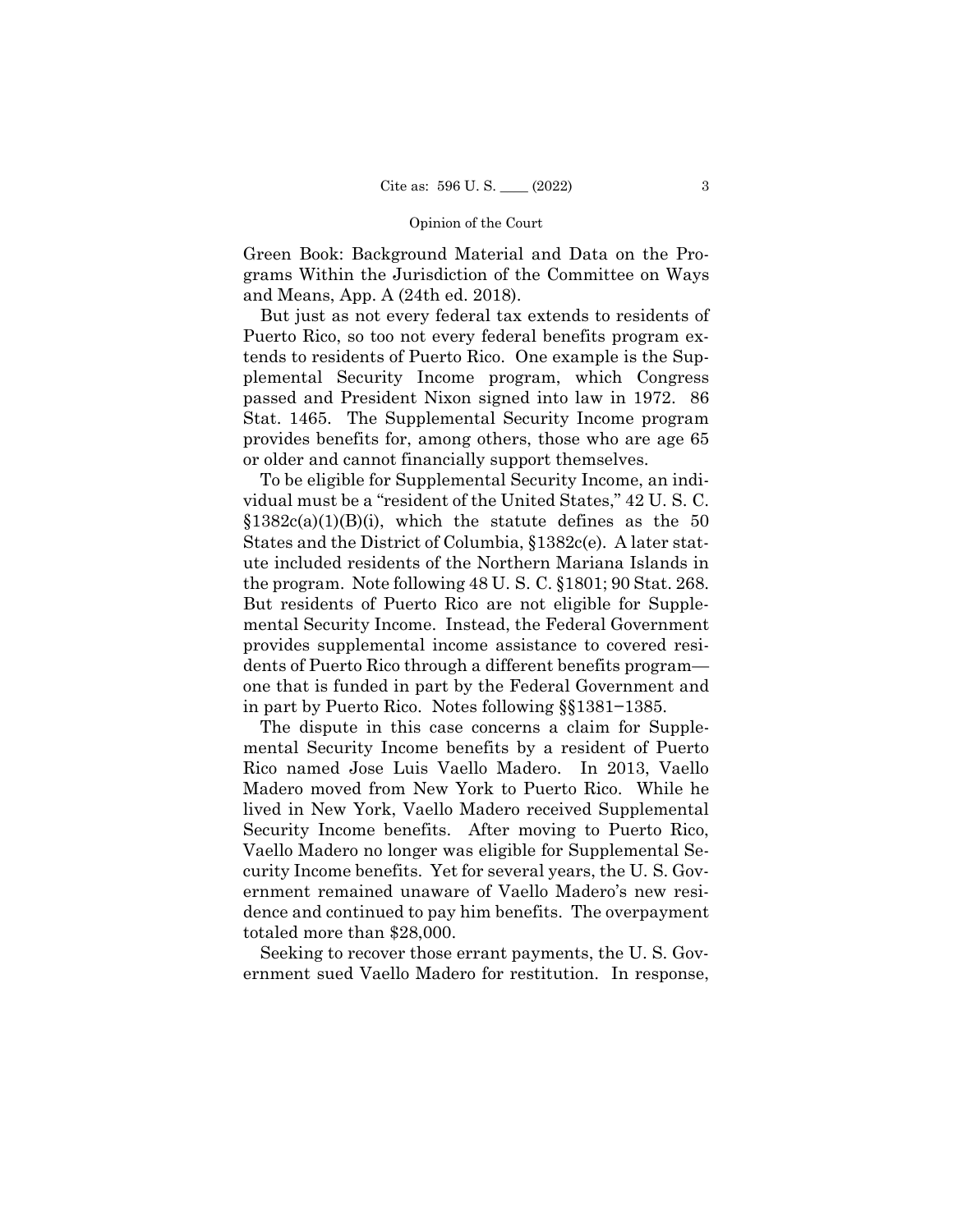Green Book: Background Material and Data on the Programs Within the Jurisdiction of the Committee on Ways and Means, App. A (24th ed. 2018).

But just as not every federal tax extends to residents of Puerto Rico, so too not every federal benefits program extends to residents of Puerto Rico. One example is the Supplemental Security Income program, which Congress passed and President Nixon signed into law in 1972. 86 Stat. 1465. The Supplemental Security Income program provides benefits for, among others, those who are age 65 or older and cannot financially support themselves.

To be eligible for Supplemental Security Income, an individual must be a "resident of the United States," 42 U. S. C. §1382c(a)(1)(B)(i), which the statute defines as the 50 States and the District of Columbia, §1382c(e). A later statute included residents of the Northern Mariana Islands in the program. Note following 48 U. S. C. §1801; 90 Stat. 268. But residents of Puerto Rico are not eligible for Supplemental Security Income. Instead, the Federal Government provides supplemental income assistance to covered residents of Puerto Rico through a different benefits program—one that is funded in part by the Federal Government and in part by Puerto Rico. Notes following §§1381–1385.

The dispute in this case concerns a claim for Supplemental Security Income benefits by a resident of Puerto Rico named Jose Luis Vaello Madero. In 2013, Vaello Madero moved from New York to Puerto Rico. While he lived in New York, Vaello Madero received Supplemental Security Income benefits. After moving to Puerto Rico, Vaello Madero no longer was eligible for Supplemental Security Income benefits. Yet for several years, the U. S. Government remained unaware of Vaello Madero's new residence and continued to pay him benefits. The overpayment totaled more than $28,000.

Seeking to recover those errant payments, the U. S. Government sued Vaello Madero for restitution. In response,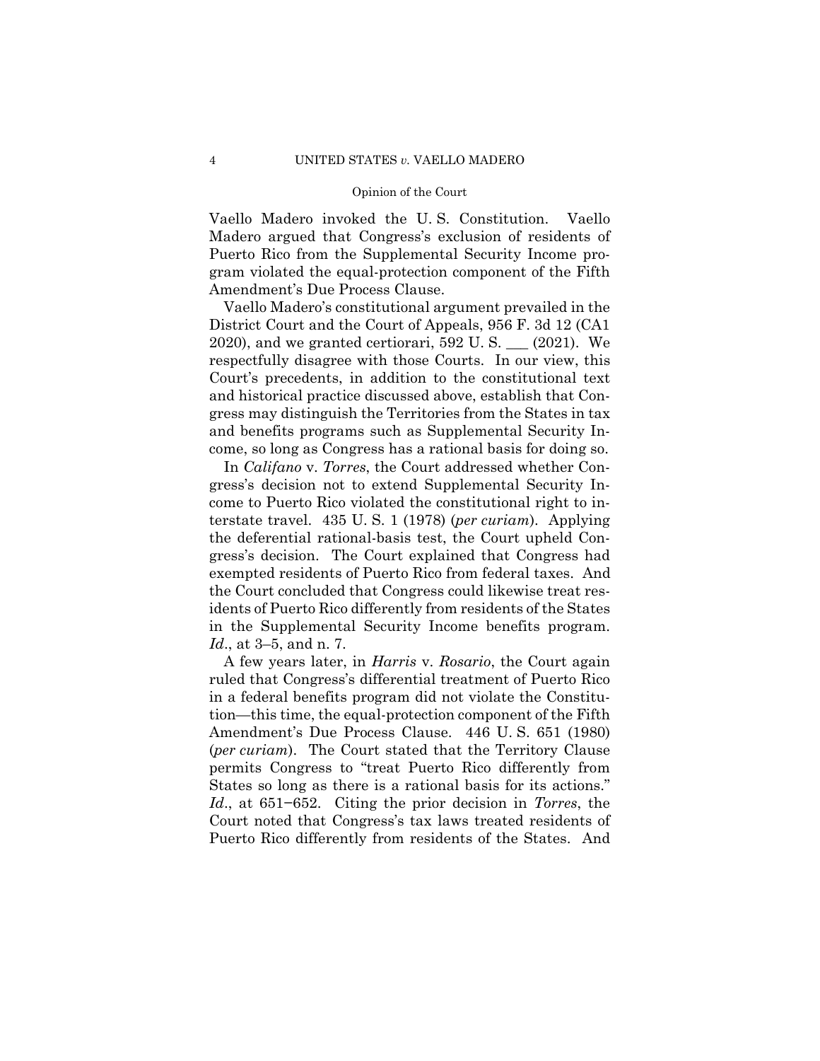Vaello Madero invoked the U. S. Constitution. Vaello Madero argued that Congress's exclusion of residents of Puerto Rico from the Supplemental Security Income program violated the equal-protection component of the Fifth Amendment's Due Process Clause.

Vaello Madero's constitutional argument prevailed in the District Court and the Court of Appeals, 956 F. 3d 12 (CA1 2020), and we granted certiorari, 592 U. S. ___ (2021). We respectfully disagree with those Courts. In our view, this Court's precedents, in addition to the constitutional text and historical practice discussed above, establish that Congress may distinguish the Territories from the States in tax and benefits programs such as Supplemental Security Income, so long as Congress has a rational basis for doing so.

In *Califano* v. *Torres*, the Court addressed whether Congress's decision not to extend Supplemental Security Income to Puerto Rico violated the constitutional right to interstate travel. 435 U. S. 1 (1978) (*per curiam*). Applying the deferential rational-basis test, the Court upheld Congress's decision. The Court explained that Congress had exempted residents of Puerto Rico from federal taxes. And the Court concluded that Congress could likewise treat residents of Puerto Rico differently from residents of the States in the Supplemental Security Income benefits program. *Id*., at 3–5, and n. 7.

A few years later, in *Harris* v. *Rosario*, the Court again ruled that Congress's differential treatment of Puerto Rico in a federal benefits program did not violate the Constitution—this time, the equal-protection component of the Fifth Amendment's Due Process Clause. 446 U. S. 651 (1980) (*per curiam*). The Court stated that the Territory Clause permits Congress to "treat Puerto Rico differently from States so long as there is a rational basis for its actions." *Id*., at 651−652. Citing the prior decision in *Torres*, the Court noted that Congress's tax laws treated residents of Puerto Rico differently from residents of the States. And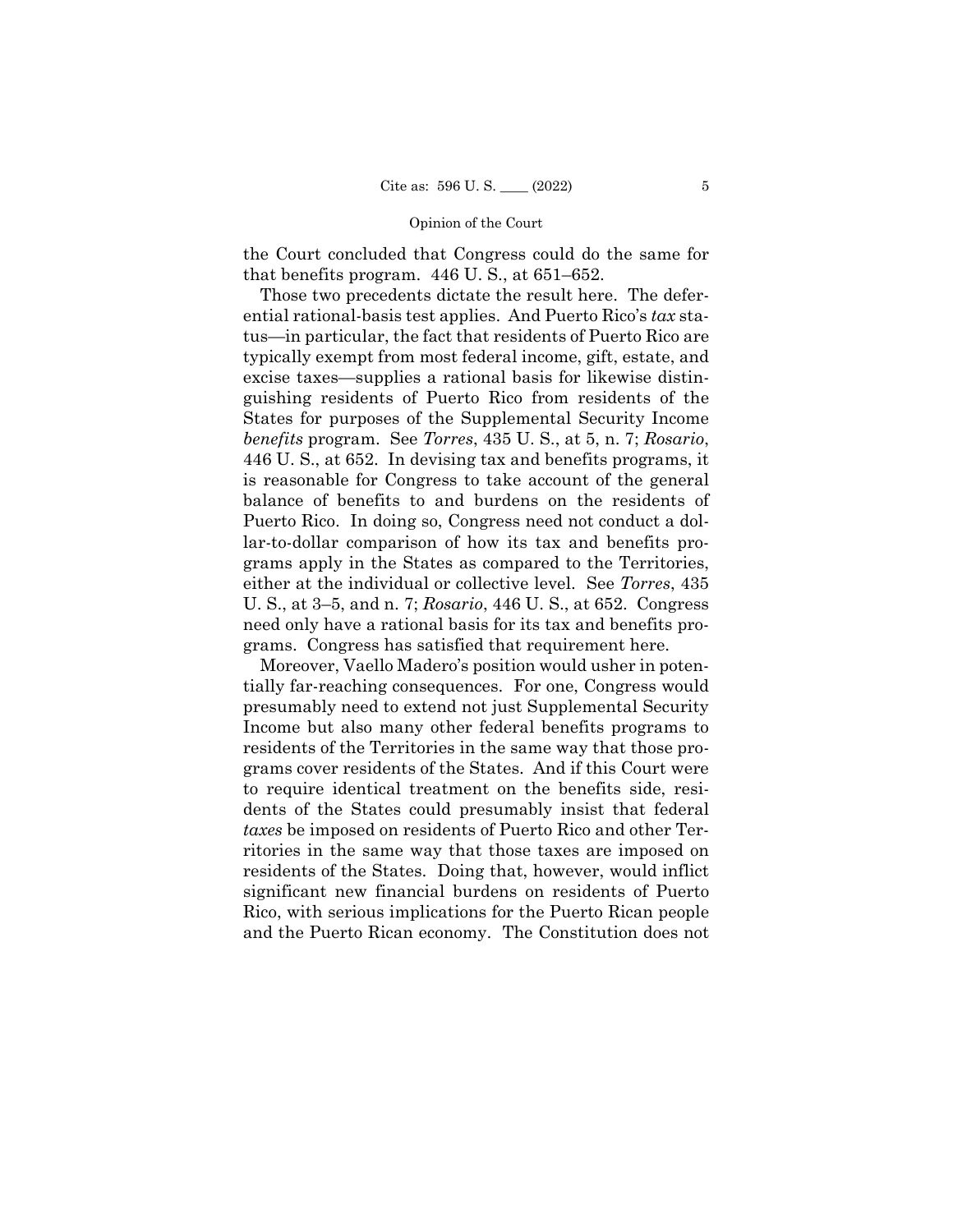the Court concluded that Congress could do the same for that benefits program. 446 U. S., at 651–652.

Those two precedents dictate the result here. The deferential rational-basis test applies. And Puerto Rico's *tax* status—in particular, the fact that residents of Puerto Rico are typically exempt from most federal income, gift, estate, and excise taxes—supplies a rational basis for likewise distinguishing residents of Puerto Rico from residents of the States for purposes of the Supplemental Security Income *benefits* program. See *Torres*, 435 U. S., at 5, n. 7; *Rosario*, 446 U. S., at 652. In devising tax and benefits programs, it is reasonable for Congress to take account of the general balance of benefits to and burdens on the residents of Puerto Rico. In doing so, Congress need not conduct a dollar-to-dollar comparison of how its tax and benefits programs apply in the States as compared to the Territories, either at the individual or collective level. See *Torres*, 435 U. S., at 3–5, and n. 7; *Rosario*, 446 U. S., at 652. Congress need only have a rational basis for its tax and benefits programs. Congress has satisfied that requirement here.

Moreover, Vaello Madero's position would usher in potentially far-reaching consequences. For one, Congress would presumably need to extend not just Supplemental Security Income but also many other federal benefits programs to residents of the Territories in the same way that those programs cover residents of the States. And if this Court were to require identical treatment on the benefits side, residents of the States could presumably insist that federal *taxes* be imposed on residents of Puerto Rico and other Territories in the same way that those taxes are imposed on residents of the States. Doing that, however, would inflict significant new financial burdens on residents of Puerto Rico, with serious implications for the Puerto Rican people and the Puerto Rican economy. The Constitution does not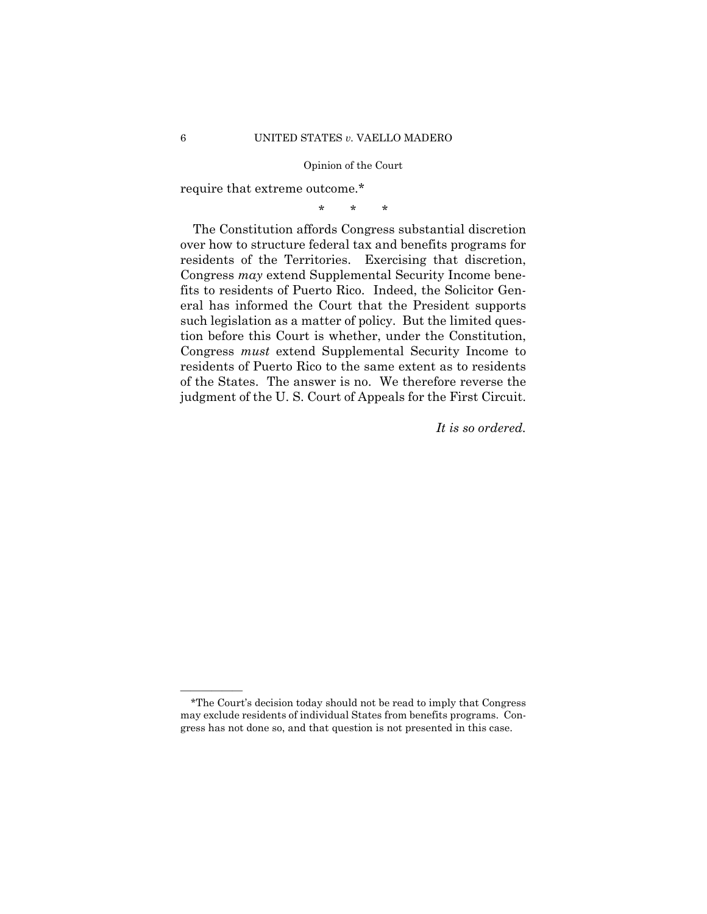require that extreme outcome.*

\* \* \*

The Constitution affords Congress substantial discretion over how to structure federal tax and benefits programs for residents of the Territories. Exercising that discretion, Congress *may* extend Supplemental Security Income benefits to residents of Puerto Rico. Indeed, the Solicitor General has informed the Court that the President supports such legislation as a matter of policy. But the limited question before this Court is whether, under the Constitution, Congress *must* extend Supplemental Security Income to residents of Puerto Rico to the same extent as to residents of the States. The answer is no. We therefore reverse the judgment of the U. S. Court of Appeals for the First Circuit.

*It is so ordered.*

---

*The Court's decision today should not be read to imply that Congress may exclude residents of individual States from benefits programs. Congress has not done so, and that question is not presented in this case.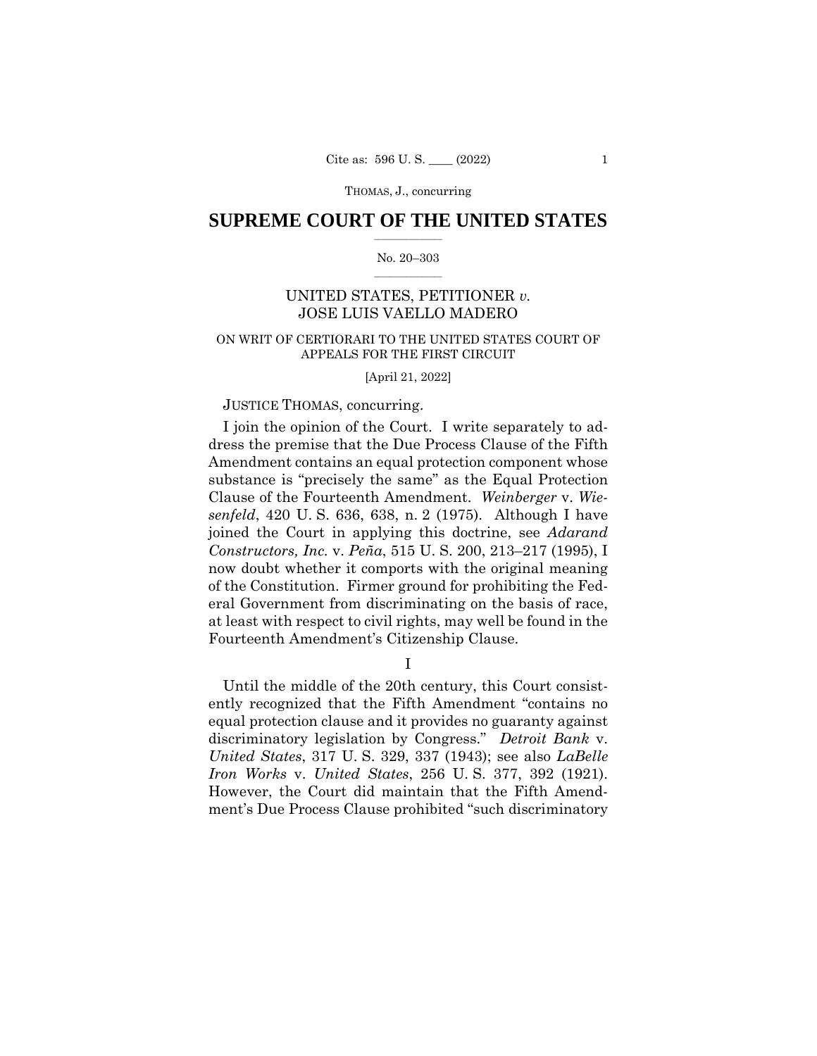# SUPREME COURT OF THE UNITED STATES

No. 20–303

UNITED STATES, PETITIONER *v.* JOSE LUIS VAELLO MADERO

ON WRIT OF CERTIORARI TO THE UNITED STATES COURT OF APPEALS FOR THE FIRST CIRCUIT

[April 21, 2022]

JUSTICE THOMAS, concurring.

I join the opinion of the Court. I write separately to address the premise that the Due Process Clause of the Fifth Amendment contains an equal protection component whose substance is "precisely the same" as the Equal Protection Clause of the Fourteenth Amendment. *Weinberger* v. *Wiesenfeld*, 420 U. S. 636, 638, n. 2 (1975). Although I have joined the Court in applying this doctrine, see *Adarand Constructors, Inc.* v. *Peña*, 515 U. S. 200, 213–217 (1995), I now doubt whether it comports with the original meaning of the Constitution. Firmer ground for prohibiting the Federal Government from discriminating on the basis of race, at least with respect to civil rights, may well be found in the Fourteenth Amendment's Citizenship Clause.

## I

Until the middle of the 20th century, this Court consistently recognized that the Fifth Amendment "contains no equal protection clause and it provides no guaranty against discriminatory legislation by Congress." *Detroit Bank* v. *United States*, 317 U. S. 329, 337 (1943); see also *LaBelle Iron Works* v. *United States*, 256 U. S. 377, 392 (1921). However, the Court did maintain that the Fifth Amendment's Due Process Clause prohibited "such discriminatory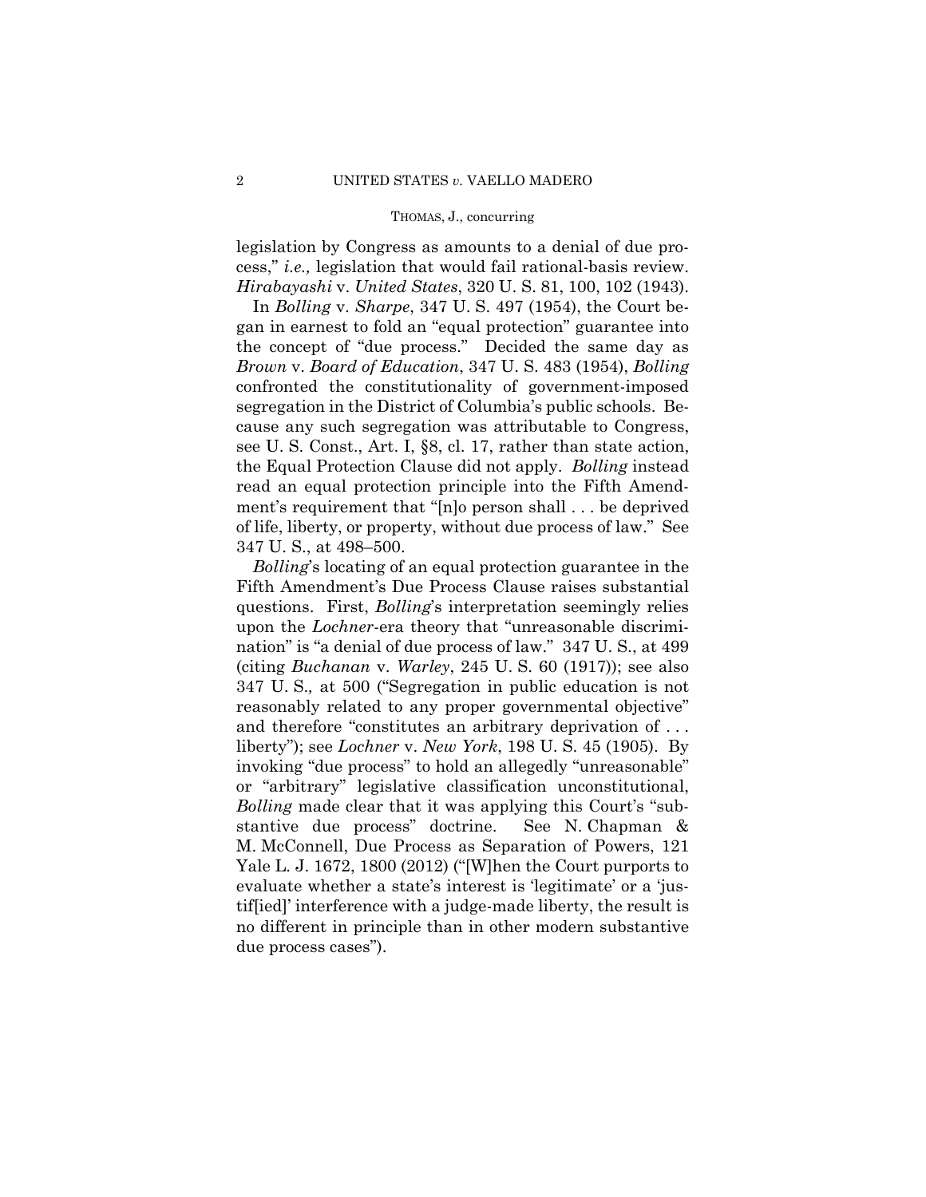legislation by Congress as amounts to a denial of due process," *i.e.,* legislation that would fail rational-basis review. *Hirabayashi* v. *United States*, 320 U. S. 81, 100, 102 (1943).

In *Bolling* v. *Sharpe*, 347 U. S. 497 (1954), the Court began in earnest to fold an "equal protection" guarantee into the concept of "due process." Decided the same day as *Brown* v. *Board of Education*, 347 U. S. 483 (1954), *Bolling* confronted the constitutionality of government-imposed segregation in the District of Columbia's public schools. Because any such segregation was attributable to Congress, see U. S. Const., Art. I, §8, cl. 17, rather than state action, the Equal Protection Clause did not apply. *Bolling* instead read an equal protection principle into the Fifth Amendment's requirement that "[n]o person shall . . . be deprived of life, liberty, or property, without due process of law." See 347 U. S., at 498–500.

*Bolling*'s locating of an equal protection guarantee in the Fifth Amendment's Due Process Clause raises substantial questions. First, *Bolling*'s interpretation seemingly relies upon the *Lochner*-era theory that "unreasonable discrimination" is "a denial of due process of law." 347 U. S., at 499 (citing *Buchanan* v. *Warley*, 245 U. S. 60 (1917)); see also 347 U. S., at 500 ("Segregation in public education is not reasonably related to any proper governmental objective" and therefore "constitutes an arbitrary deprivation of . . . liberty"); see *Lochner* v. *New York*, 198 U. S. 45 (1905). By invoking "due process" to hold an allegedly "unreasonable" or "arbitrary" legislative classification unconstitutional, *Bolling* made clear that it was applying this Court's "substantive due process" doctrine. See N. Chapman & M. McConnell, Due Process as Separation of Powers, 121 Yale L. J. 1672, 1800 (2012) ("[W]hen the Court purports to evaluate whether a state's interest is 'legitimate' or a 'justif[ied]' interference with a judge-made liberty, the result is no different in principle than in other modern substantive due process cases").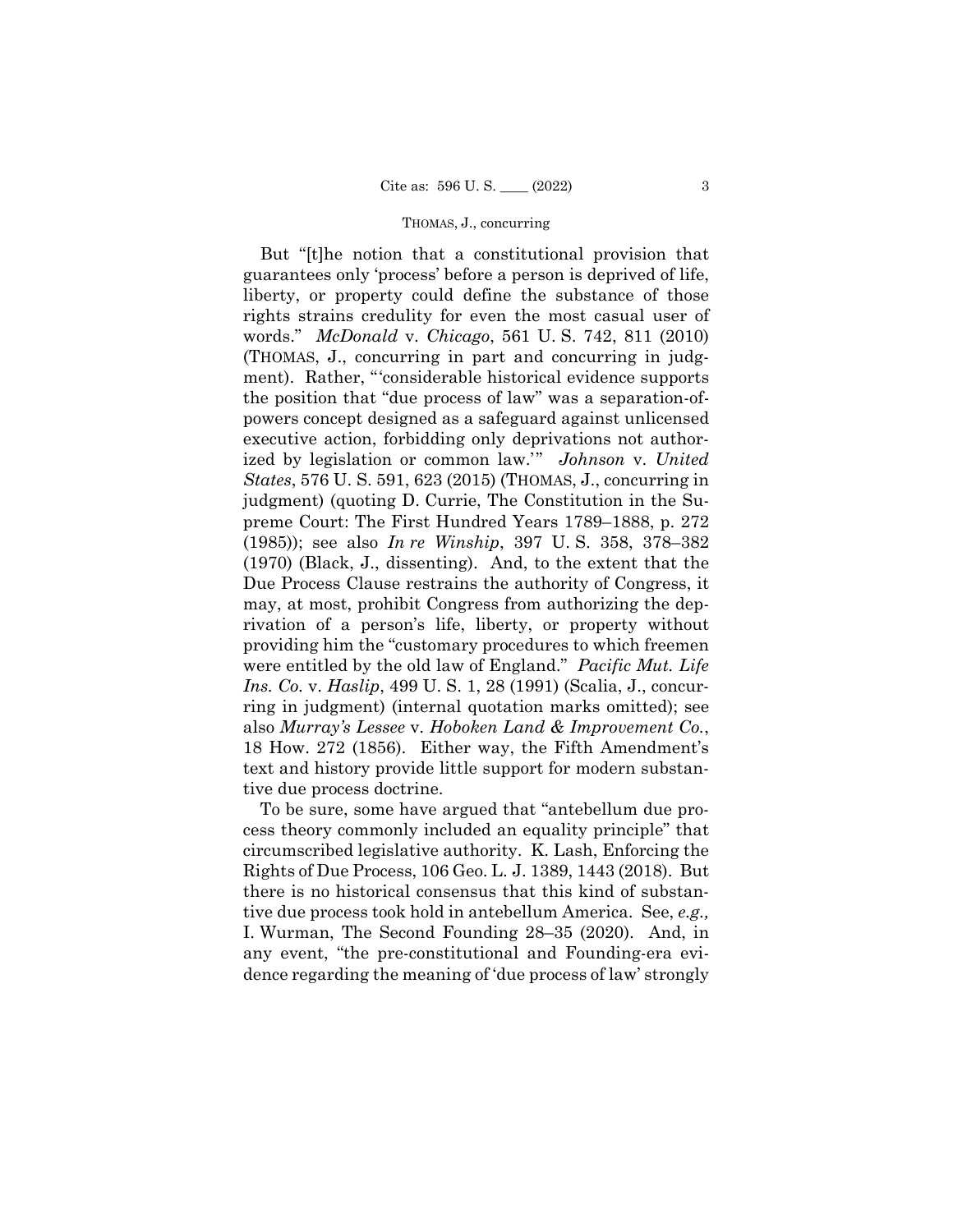But "[t]he notion that a constitutional provision that guarantees only 'process' before a person is deprived of life, liberty, or property could define the substance of those rights strains credulity for even the most casual user of words." *McDonald* v. *Chicago*, 561 U. S. 742, 811 (2010) (THOMAS, J., concurring in part and concurring in judgment). Rather, "'considerable historical evidence supports the position that "due process of law" was a separation-of-powers concept designed as a safeguard against unlicensed executive action, forbidding only deprivations not authorized by legislation or common law.'" *Johnson* v. *United States*, 576 U. S. 591, 623 (2015) (THOMAS, J., concurring in judgment) (quoting D. Currie, The Constitution in the Supreme Court: The First Hundred Years 1789–1888, p. 272 (1985)); see also *In re Winship*, 397 U. S. 358, 378–382 (1970) (Black, J., dissenting). And, to the extent that the Due Process Clause restrains the authority of Congress, it may, at most, prohibit Congress from authorizing the deprivation of a person's life, liberty, or property without providing him the "customary procedures to which freemen were entitled by the old law of England." *Pacific Mut. Life Ins. Co.* v. *Haslip*, 499 U. S. 1, 28 (1991) (Scalia, J., concurring in judgment) (internal quotation marks omitted); see also *Murray's Lessee* v. *Hoboken Land & Improvement Co.*, 18 How. 272 (1856). Either way, the Fifth Amendment's text and history provide little support for modern substantive due process doctrine.

To be sure, some have argued that "antebellum due process theory commonly included an equality principle" that circumscribed legislative authority. K. Lash, Enforcing the Rights of Due Process, 106 Geo. L. J. 1389, 1443 (2018). But there is no historical consensus that this kind of substantive due process took hold in antebellum America. See, *e.g.,* I. Wurman, The Second Founding 28–35 (2020). And, in any event, "the pre-constitutional and Founding-era evidence regarding the meaning of 'due process of law' strongly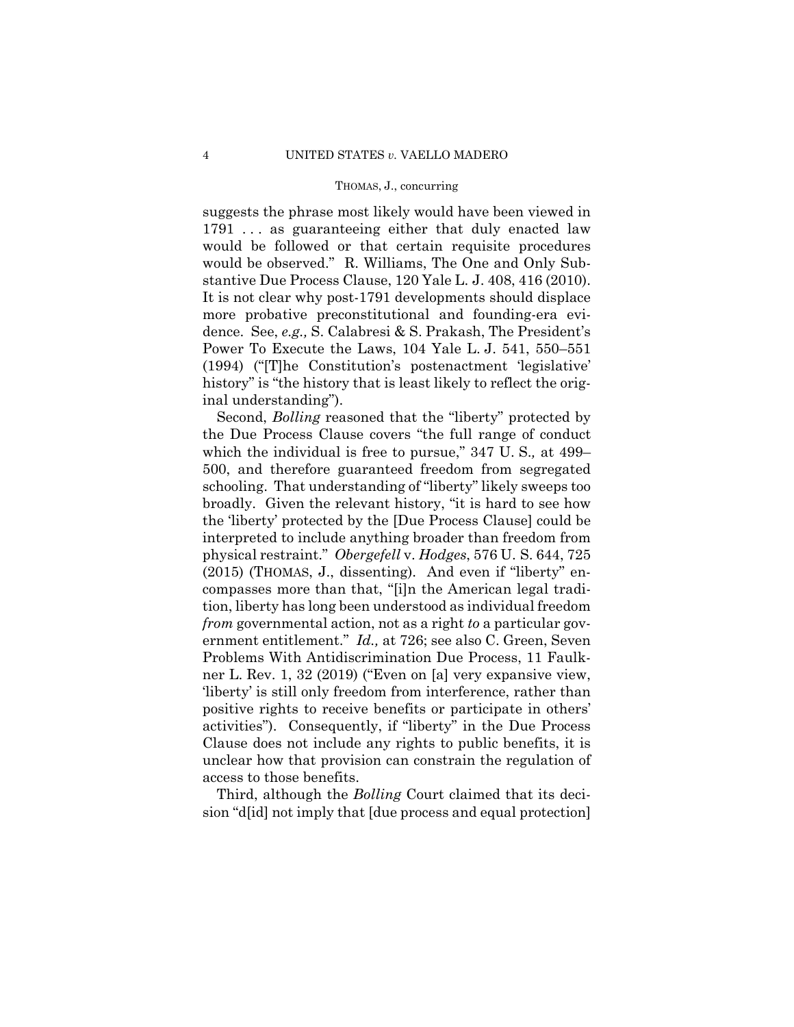suggests the phrase most likely would have been viewed in 1791 . . . as guaranteeing either that duly enacted law would be followed or that certain requisite procedures would be observed." R. Williams, The One and Only Substantive Due Process Clause, 120 Yale L. J. 408, 416 (2010). It is not clear why post-1791 developments should displace more probative preconstitutional and founding-era evidence. See, *e.g.,* S. Calabresi & S. Prakash, The President's Power To Execute the Laws, 104 Yale L. J. 541, 550–551 (1994) ("[T]he Constitution's postenactment 'legislative' history" is "the history that is least likely to reflect the original understanding").

Second, *Bolling* reasoned that the "liberty" protected by the Due Process Clause covers "the full range of conduct which the individual is free to pursue," 347 U. S.*,* at 499–500, and therefore guaranteed freedom from segregated schooling. That understanding of "liberty" likely sweeps too broadly. Given the relevant history, "it is hard to see how the 'liberty' protected by the [Due Process Clause] could be interpreted to include anything broader than freedom from physical restraint." *Obergefell* v. *Hodges*, 576 U. S. 644, 725 (2015) (THOMAS, J., dissenting). And even if "liberty" encompasses more than that, "[i]n the American legal tradition, liberty has long been understood as individual freedom *from* governmental action, not as a right *to* a particular government entitlement." *Id.,* at 726; see also C. Green, Seven Problems With Antidiscrimination Due Process, 11 Faulkner L. Rev. 1, 32 (2019) ("Even on [a] very expansive view, 'liberty' is still only freedom from interference, rather than positive rights to receive benefits or participate in others' activities"). Consequently, if "liberty" in the Due Process Clause does not include any rights to public benefits, it is unclear how that provision can constrain the regulation of access to those benefits.

Third, although the *Bolling* Court claimed that its decision "d[id] not imply that [due process and equal protection]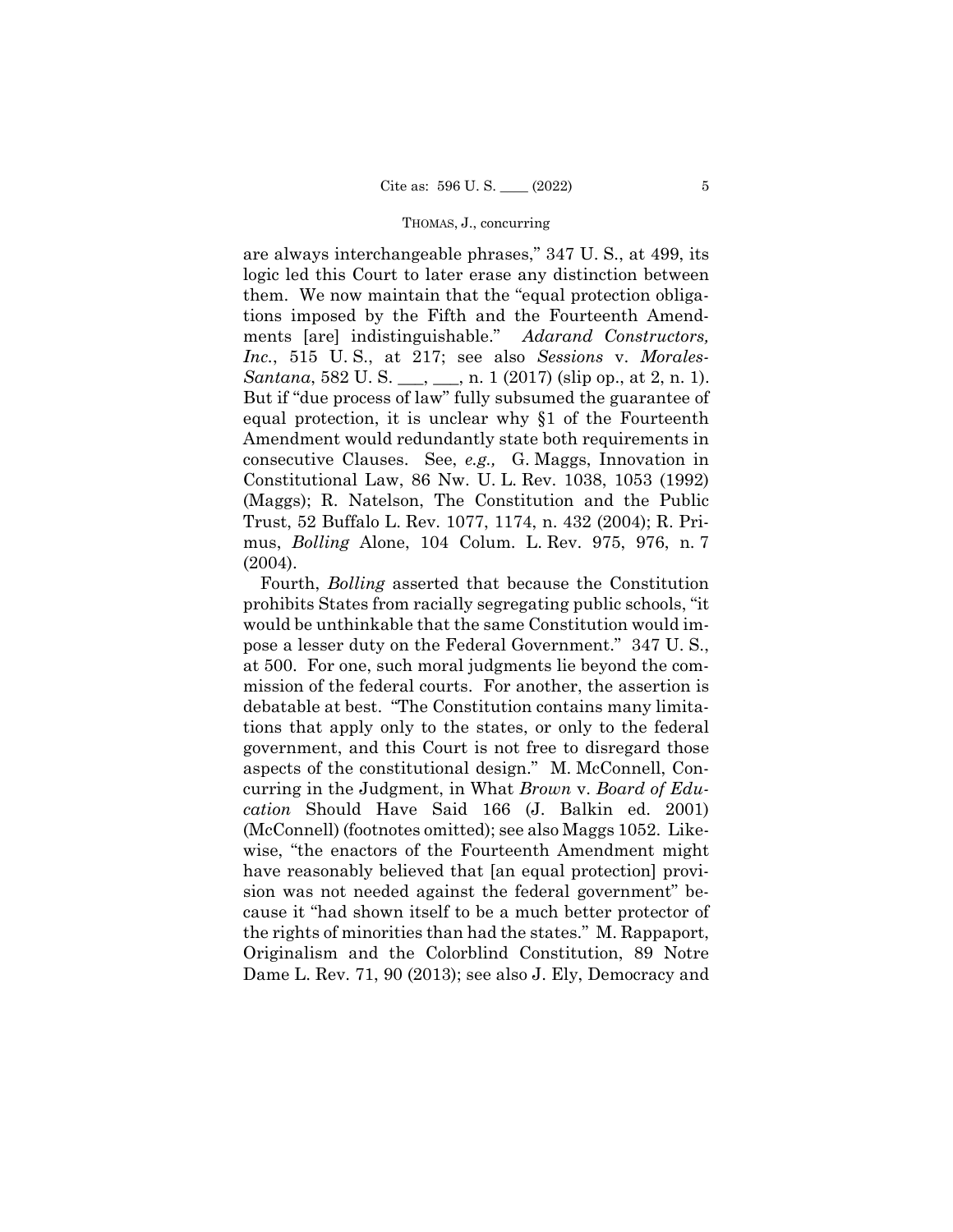are always interchangeable phrases," 347 U. S., at 499, its logic led this Court to later erase any distinction between them. We now maintain that the "equal protection obligations imposed by the Fifth and the Fourteenth Amendments [are] indistinguishable." *Adarand Constructors, Inc.*, 515 U. S., at 217; see also *Sessions* v. *Morales-Santana*, 582 U. S. ___, ___, n. 1 (2017) (slip op., at 2, n. 1). But if "due process of law" fully subsumed the guarantee of equal protection, it is unclear why §1 of the Fourteenth Amendment would redundantly state both requirements in consecutive Clauses. See, *e.g.,* G. Maggs, Innovation in Constitutional Law, 86 Nw. U. L. Rev. 1038, 1053 (1992) (Maggs); R. Natelson, The Constitution and the Public Trust, 52 Buffalo L. Rev. 1077, 1174, n. 432 (2004); R. Primus, *Bolling* Alone, 104 Colum. L. Rev. 975, 976, n. 7 (2004).

Fourth, *Bolling* asserted that because the Constitution prohibits States from racially segregating public schools, "it would be unthinkable that the same Constitution would impose a lesser duty on the Federal Government." 347 U. S., at 500. For one, such moral judgments lie beyond the commission of the federal courts. For another, the assertion is debatable at best. "The Constitution contains many limitations that apply only to the states, or only to the federal government, and this Court is not free to disregard those aspects of the constitutional design." M. McConnell, Concurring in the Judgment, in What *Brown* v. *Board of Education* Should Have Said 166 (J. Balkin ed. 2001) (McConnell) (footnotes omitted); see also Maggs 1052. Likewise, "the enactors of the Fourteenth Amendment might have reasonably believed that [an equal protection] provision was not needed against the federal government" because it "had shown itself to be a much better protector of the rights of minorities than had the states." M. Rappaport, Originalism and the Colorblind Constitution, 89 Notre Dame L. Rev. 71, 90 (2013); see also J. Ely, Democracy and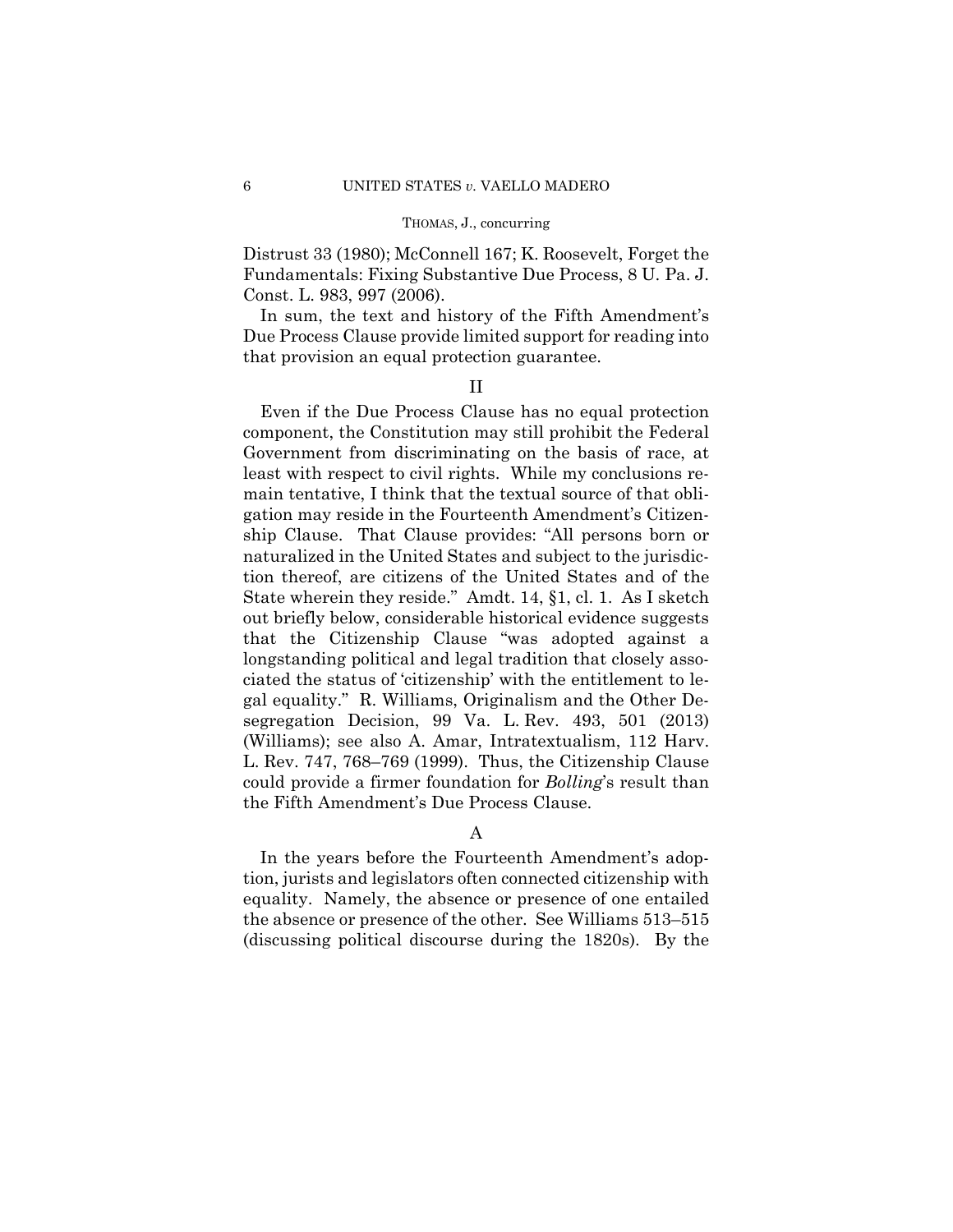Distrust 33 (1980); McConnell 167; K. Roosevelt, Forget the Fundamentals: Fixing Substantive Due Process, 8 U. Pa. J. Const. L. 983, 997 (2006).

In sum, the text and history of the Fifth Amendment's Due Process Clause provide limited support for reading into that provision an equal protection guarantee.

## II

Even if the Due Process Clause has no equal protection component, the Constitution may still prohibit the Federal Government from discriminating on the basis of race, at least with respect to civil rights. While my conclusions remain tentative, I think that the textual source of that obligation may reside in the Fourteenth Amendment's Citizenship Clause. That Clause provides: "All persons born or naturalized in the United States and subject to the jurisdiction thereof, are citizens of the United States and of the State wherein they reside." Amdt. 14, §1, cl. 1. As I sketch out briefly below, considerable historical evidence suggests that the Citizenship Clause "was adopted against a longstanding political and legal tradition that closely associated the status of 'citizenship' with the entitlement to legal equality." R. Williams, Originalism and the Other Desegregation Decision, 99 Va. L. Rev. 493, 501 (2013) (Williams); see also A. Amar, Intratextualism, 112 Harv. L. Rev. 747, 768–769 (1999). Thus, the Citizenship Clause could provide a firmer foundation for *Bolling*'s result than the Fifth Amendment's Due Process Clause.

### A

In the years before the Fourteenth Amendment's adoption, jurists and legislators often connected citizenship with equality. Namely, the absence or presence of one entailed the absence or presence of the other. See Williams 513–515 (discussing political discourse during the 1820s). By the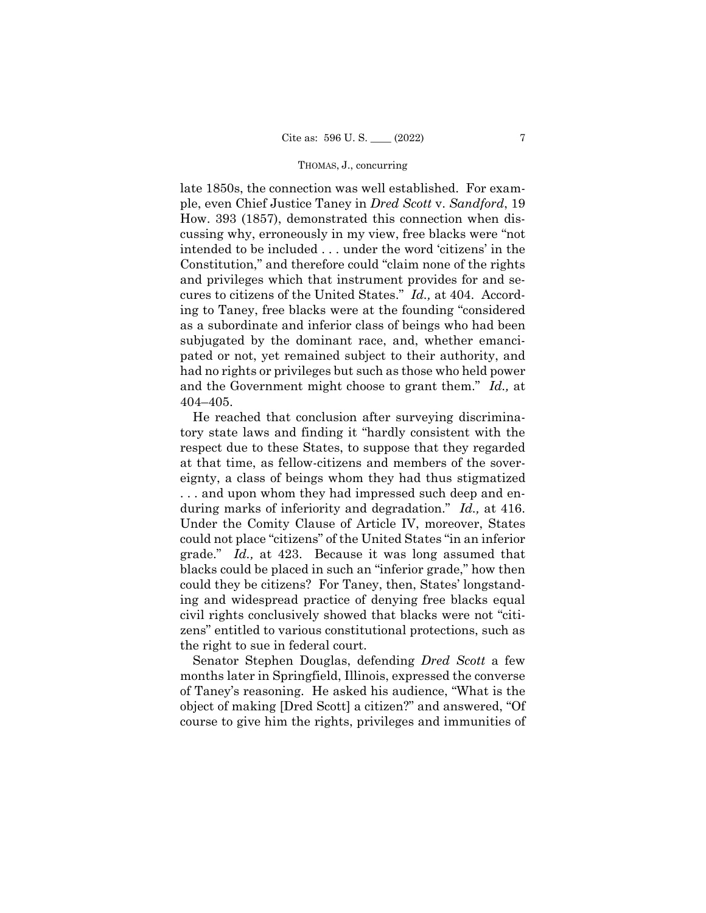late 1850s, the connection was well established. For example, even Chief Justice Taney in *Dred Scott* v. *Sandford*, 19 How. 393 (1857), demonstrated this connection when discussing why, erroneously in my view, free blacks were "not intended to be included . . . under the word 'citizens' in the Constitution," and therefore could "claim none of the rights and privileges which that instrument provides for and secures to citizens of the United States." *Id.,* at 404. According to Taney, free blacks were at the founding "considered as a subordinate and inferior class of beings who had been subjugated by the dominant race, and, whether emancipated or not, yet remained subject to their authority, and had no rights or privileges but such as those who held power and the Government might choose to grant them." *Id.,* at 404–405.

He reached that conclusion after surveying discriminatory state laws and finding it "hardly consistent with the respect due to these States, to suppose that they regarded at that time, as fellow-citizens and members of the sovereignty, a class of beings whom they had thus stigmatized . . . and upon whom they had impressed such deep and enduring marks of inferiority and degradation." *Id.,* at 416. Under the Comity Clause of Article IV, moreover, States could not place "citizens" of the United States "in an inferior grade." *Id.,* at 423. Because it was long assumed that blacks could be placed in such an "inferior grade," how then could they be citizens? For Taney, then, States' longstanding and widespread practice of denying free blacks equal civil rights conclusively showed that blacks were not "citizens" entitled to various constitutional protections, such as the right to sue in federal court.

Senator Stephen Douglas, defending *Dred Scott* a few months later in Springfield, Illinois, expressed the converse of Taney's reasoning. He asked his audience, "What is the object of making [Dred Scott] a citizen?" and answered, "Of course to give him the rights, privileges and immunities of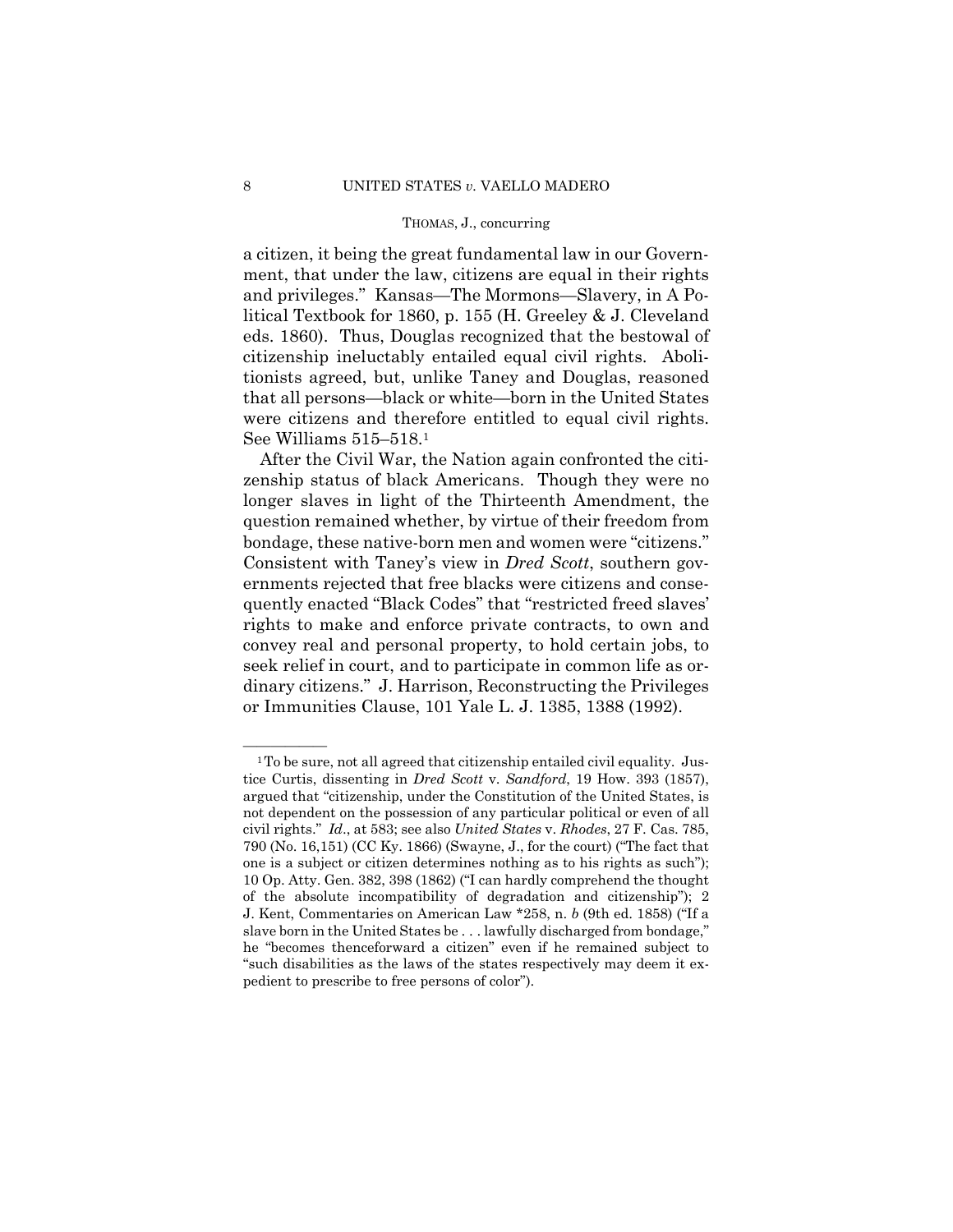a citizen, it being the great fundamental law in our Government, that under the law, citizens are equal in their rights and privileges." Kansas—The Mormons—Slavery, in A Political Textbook for 1860, p. 155 (H. Greeley & J. Cleveland eds. 1860). Thus, Douglas recognized that the bestowal of citizenship ineluctably entailed equal civil rights. Abolitionists agreed, but, unlike Taney and Douglas, reasoned that all persons—black or white—born in the United States were citizens and therefore entitled to equal civil rights. See Williams 515–518.[1]

After the Civil War, the Nation again confronted the citizenship status of black Americans. Though they were no longer slaves in light of the Thirteenth Amendment, the question remained whether, by virtue of their freedom from bondage, these native-born men and women were "citizens." Consistent with Taney's view in *Dred Scott*, southern governments rejected that free blacks were citizens and consequently enacted "Black Codes" that "restricted freed slaves' rights to make and enforce private contracts, to own and convey real and personal property, to hold certain jobs, to seek relief in court, and to participate in common life as ordinary citizens." J. Harrison, Reconstructing the Privileges or Immunities Clause, 101 Yale L. J. 1385, 1388 (1992).

---

[1] To be sure, not all agreed that citizenship entailed civil equality. Justice Curtis, dissenting in *Dred Scott* v. *Sandford*, 19 How. 393 (1857), argued that "citizenship, under the Constitution of the United States, is not dependent on the possession of any particular political or even of all civil rights." *Id*., at 583; see also *United States* v. *Rhodes*, 27 F. Cas. 785, 790 (No. 16,151) (CC Ky. 1866) (Swayne, J., for the court) ("The fact that one is a subject or citizen determines nothing as to his rights as such"); 10 Op. Atty. Gen. 382, 398 (1862) ("I can hardly comprehend the thought of the absolute incompatibility of degradation and citizenship"); 2 J. Kent, Commentaries on American Law *258, n. *b* (9th ed. 1858) ("If a slave born in the United States be . . . lawfully discharged from bondage," he "becomes thenceforward a citizen" even if he remained subject to "such disabilities as the laws of the states respectively may deem it expedient to prescribe to free persons of color").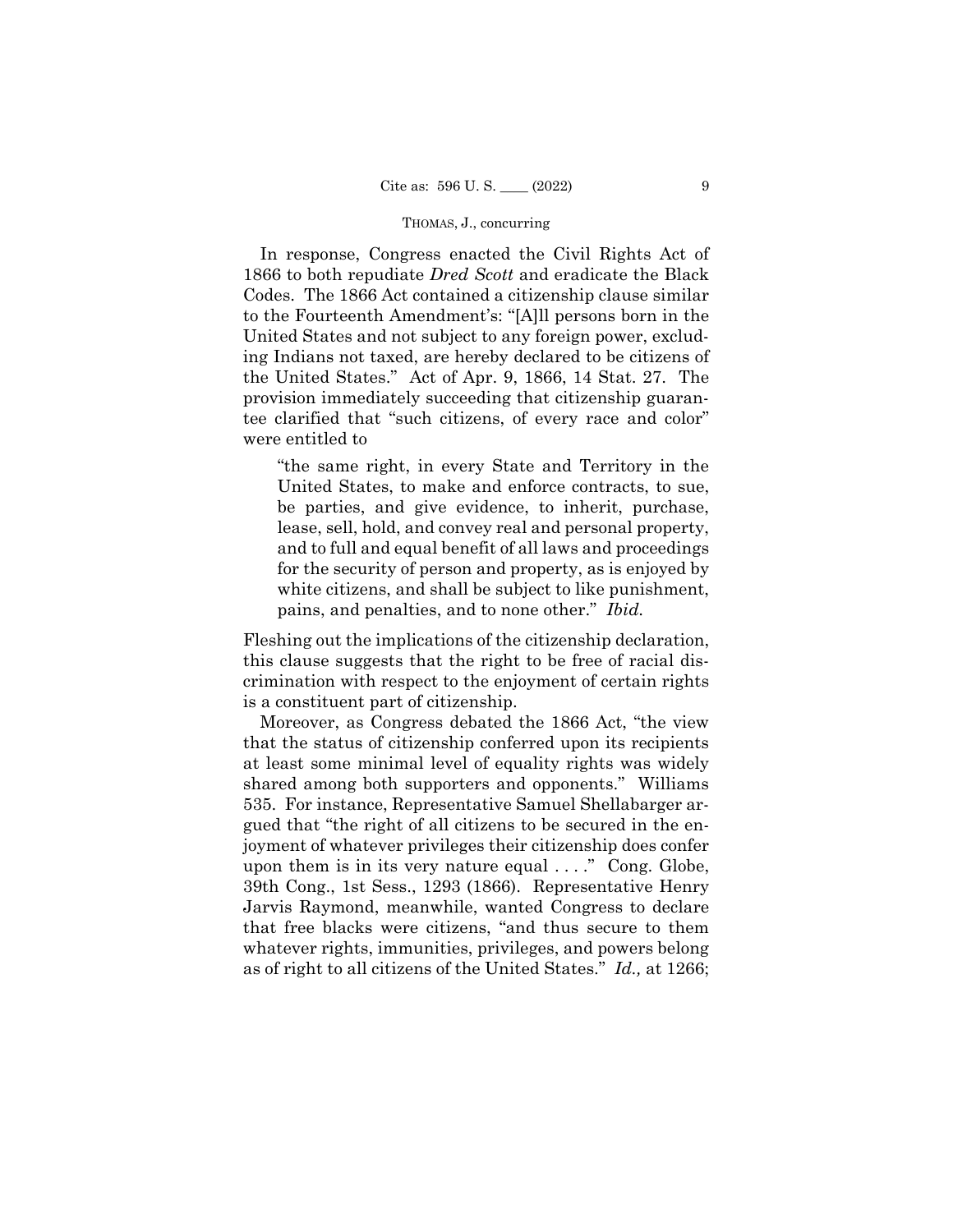In response, Congress enacted the Civil Rights Act of 1866 to both repudiate *Dred Scott* and eradicate the Black Codes. The 1866 Act contained a citizenship clause similar to the Fourteenth Amendment's: "[A]ll persons born in the United States and not subject to any foreign power, excluding Indians not taxed, are hereby declared to be citizens of the United States." Act of Apr. 9, 1866, 14 Stat. 27. The provision immediately succeeding that citizenship guarantee clarified that "such citizens, of every race and color" were entitled to

> "the same right, in every State and Territory in the United States, to make and enforce contracts, to sue, be parties, and give evidence, to inherit, purchase, lease, sell, hold, and convey real and personal property, and to full and equal benefit of all laws and proceedings for the security of person and property, as is enjoyed by white citizens, and shall be subject to like punishment, pains, and penalties, and to none other." *Ibid.*

Fleshing out the implications of the citizenship declaration, this clause suggests that the right to be free of racial discrimination with respect to the enjoyment of certain rights is a constituent part of citizenship.

Moreover, as Congress debated the 1866 Act, "the view that the status of citizenship conferred upon its recipients at least some minimal level of equality rights was widely shared among both supporters and opponents." Williams 535. For instance, Representative Samuel Shellabarger argued that "the right of all citizens to be secured in the enjoyment of whatever privileges their citizenship does confer upon them is in its very nature equal . . . ." Cong. Globe, 39th Cong., 1st Sess., 1293 (1866). Representative Henry Jarvis Raymond, meanwhile, wanted Congress to declare that free blacks were citizens, "and thus secure to them whatever rights, immunities, privileges, and powers belong as of right to all citizens of the United States." *Id.,* at 1266;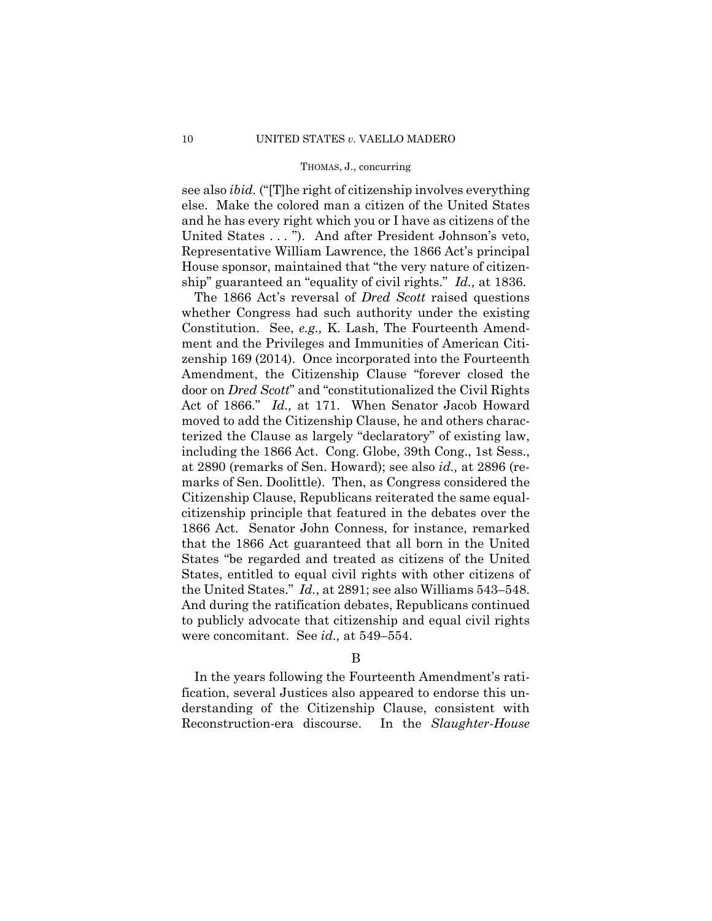see also *ibid.* ("[T]he right of citizenship involves everything else. Make the colored man a citizen of the United States and he has every right which you or I have as citizens of the United States . . . "). And after President Johnson's veto, Representative William Lawrence, the 1866 Act's principal House sponsor, maintained that "the very nature of citizenship" guaranteed an "equality of civil rights." *Id.,* at 1836.

The 1866 Act's reversal of *Dred Scott* raised questions whether Congress had such authority under the existing Constitution. See, *e.g.,* K. Lash, The Fourteenth Amendment and the Privileges and Immunities of American Citizenship 169 (2014). Once incorporated into the Fourteenth Amendment, the Citizenship Clause "forever closed the door on *Dred Scott*" and "constitutionalized the Civil Rights Act of 1866." *Id.,* at 171. When Senator Jacob Howard moved to add the Citizenship Clause, he and others characterized the Clause as largely "declaratory" of existing law, including the 1866 Act. Cong. Globe, 39th Cong., 1st Sess., at 2890 (remarks of Sen. Howard); see also *id.,* at 2896 (remarks of Sen. Doolittle). Then, as Congress considered the Citizenship Clause, Republicans reiterated the same equal-citizenship principle that featured in the debates over the 1866 Act. Senator John Conness, for instance, remarked that the 1866 Act guaranteed that all born in the United States "be regarded and treated as citizens of the United States, entitled to equal civil rights with other citizens of the United States." *Id.*, at 2891; see also Williams 543–548. And during the ratification debates, Republicans continued to publicly advocate that citizenship and equal civil rights were concomitant. See *id.,* at 549–554.

B

In the years following the Fourteenth Amendment's ratification, several Justices also appeared to endorse this understanding of the Citizenship Clause, consistent with Reconstruction-era discourse. In the *Slaughter-House*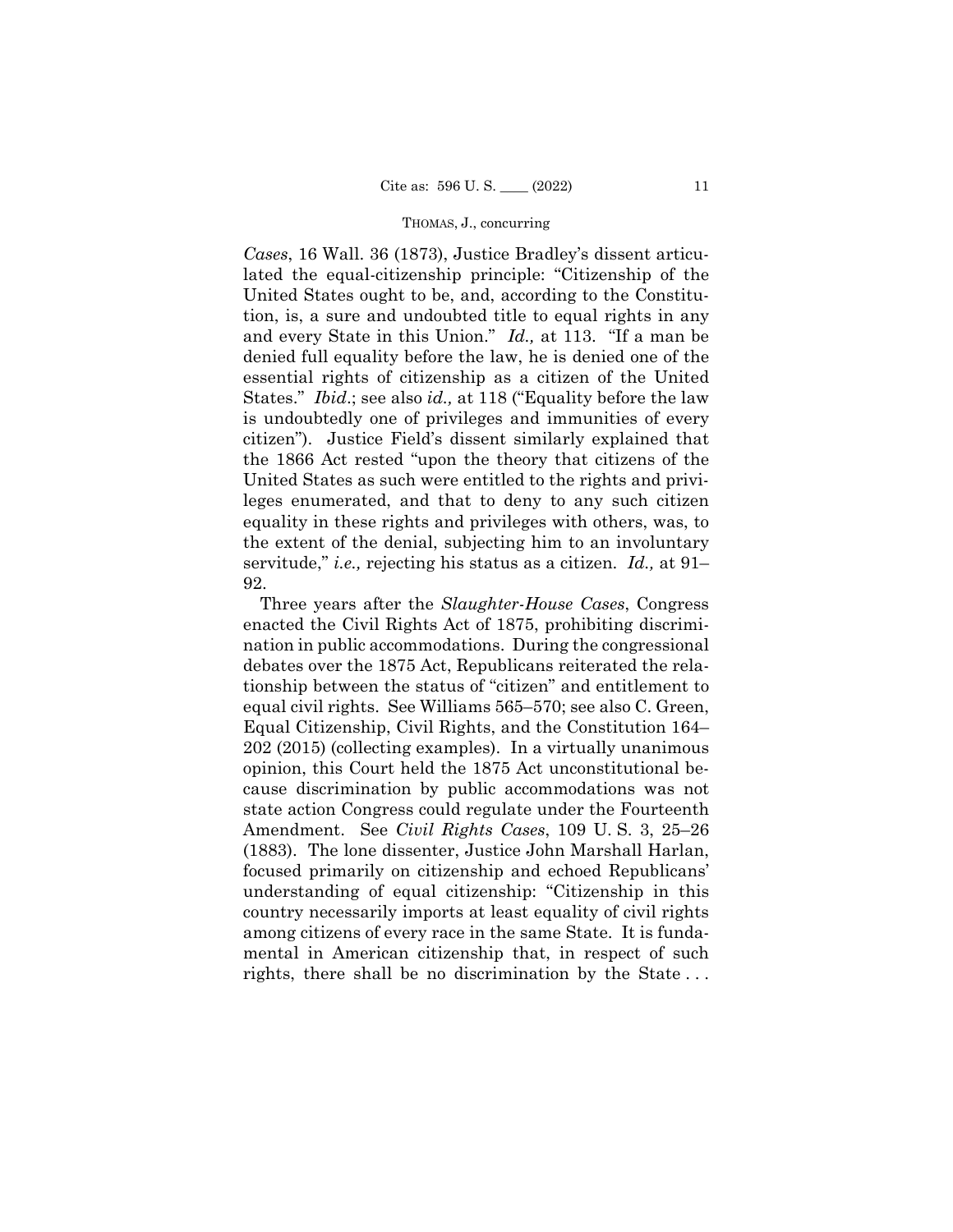*Cases*, 16 Wall. 36 (1873), Justice Bradley's dissent articulated the equal-citizenship principle: "Citizenship of the United States ought to be, and, according to the Constitution, is, a sure and undoubted title to equal rights in any and every State in this Union." *Id.,* at 113. "If a man be denied full equality before the law, he is denied one of the essential rights of citizenship as a citizen of the United States." *Ibid*.; see also *id.,* at 118 ("Equality before the law is undoubtedly one of privileges and immunities of every citizen"). Justice Field's dissent similarly explained that the 1866 Act rested "upon the theory that citizens of the United States as such were entitled to the rights and privileges enumerated, and that to deny to any such citizen equality in these rights and privileges with others, was, to the extent of the denial, subjecting him to an involuntary servitude," *i.e.,* rejecting his status as a citizen. *Id.,* at 91–92.

Three years after the *Slaughter-House Cases*, Congress enacted the Civil Rights Act of 1875, prohibiting discrimination in public accommodations. During the congressional debates over the 1875 Act, Republicans reiterated the relationship between the status of "citizen" and entitlement to equal civil rights. See Williams 565–570; see also C. Green, Equal Citizenship, Civil Rights, and the Constitution 164–202 (2015) (collecting examples). In a virtually unanimous opinion, this Court held the 1875 Act unconstitutional because discrimination by public accommodations was not state action Congress could regulate under the Fourteenth Amendment. See *Civil Rights Cases*, 109 U. S. 3, 25–26 (1883). The lone dissenter, Justice John Marshall Harlan, focused primarily on citizenship and echoed Republicans' understanding of equal citizenship: "Citizenship in this country necessarily imports at least equality of civil rights among citizens of every race in the same State. It is fundamental in American citizenship that, in respect of such rights, there shall be no discrimination by the State . . .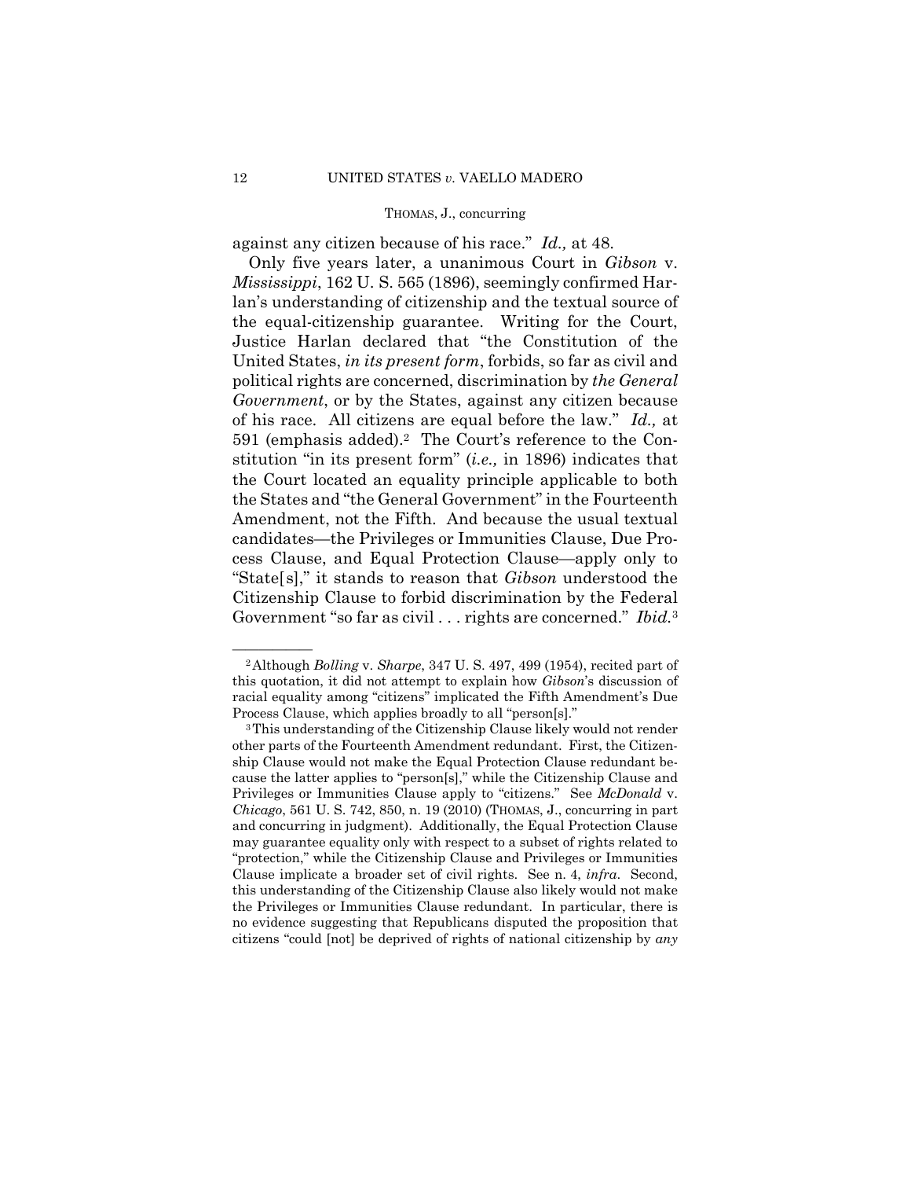against any citizen because of his race." *Id.,* at 48.

Only five years later, a unanimous Court in *Gibson* v. *Mississippi*, 162 U. S. 565 (1896), seemingly confirmed Harlan's understanding of citizenship and the textual source of the equal-citizenship guarantee. Writing for the Court, Justice Harlan declared that "the Constitution of the United States, *in its present form*, forbids, so far as civil and political rights are concerned, discrimination by *the General Government*, or by the States, against any citizen because of his race. All citizens are equal before the law." *Id.,* at 591 (emphasis added).[2] The Court's reference to the Constitution "in its present form" (*i.e.,* in 1896) indicates that the Court located an equality principle applicable to both the States and "the General Government" in the Fourteenth Amendment, not the Fifth. And because the usual textual candidates—the Privileges or Immunities Clause, Due Process Clause, and Equal Protection Clause—apply only to "State[s]," it stands to reason that *Gibson* understood the Citizenship Clause to forbid discrimination by the Federal Government "so far as civil . . . rights are concerned." *Ibid.*[3]

---

[2] Although *Bolling* v. *Sharpe*, 347 U. S. 497, 499 (1954), recited part of this quotation, it did not attempt to explain how *Gibson*'s discussion of racial equality among "citizens" implicated the Fifth Amendment's Due Process Clause, which applies broadly to all "person[s]."

[3] This understanding of the Citizenship Clause likely would not render other parts of the Fourteenth Amendment redundant. First, the Citizenship Clause would not make the Equal Protection Clause redundant because the latter applies to "person[s]," while the Citizenship Clause and Privileges or Immunities Clause apply to "citizens." See *McDonald* v. *Chicago*, 561 U. S. 742, 850, n. 19 (2010) (THOMAS, J., concurring in part and concurring in judgment). Additionally, the Equal Protection Clause may guarantee equality only with respect to a subset of rights related to "protection," while the Citizenship Clause and Privileges or Immunities Clause implicate a broader set of civil rights. See n. 4, *infra*. Second, this understanding of the Citizenship Clause also likely would not make the Privileges or Immunities Clause redundant. In particular, there is no evidence suggesting that Republicans disputed the proposition that citizens "could [not] be deprived of rights of national citizenship by *any*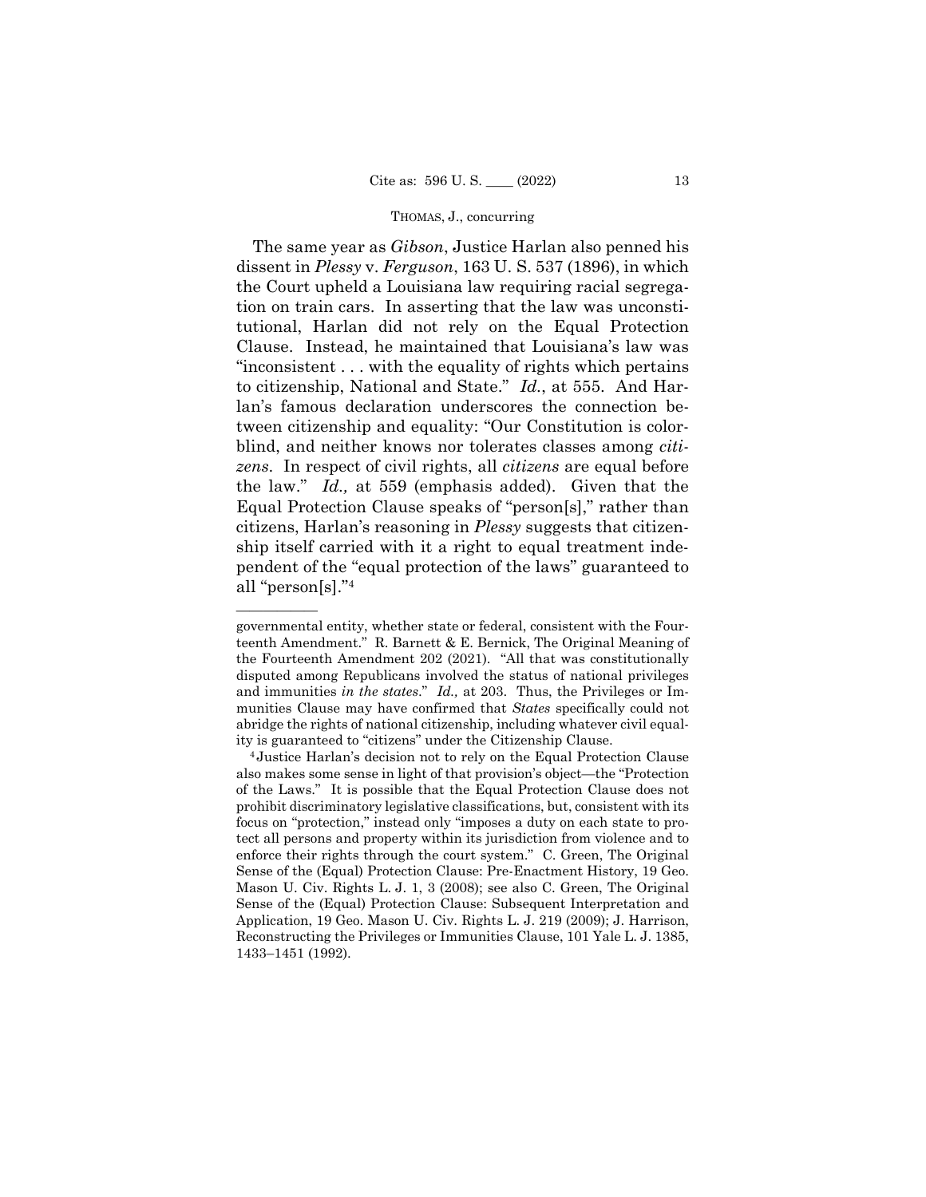The same year as *Gibson*, Justice Harlan also penned his dissent in *Plessy* v. *Ferguson*, 163 U. S. 537 (1896), in which the Court upheld a Louisiana law requiring racial segregation on train cars. In asserting that the law was unconstitutional, Harlan did not rely on the Equal Protection Clause. Instead, he maintained that Louisiana's law was "inconsistent . . . with the equality of rights which pertains to citizenship, National and State." *Id.*, at 555. And Harlan's famous declaration underscores the connection between citizenship and equality: "Our Constitution is color-blind, and neither knows nor tolerates classes among *citizens*. In respect of civil rights, all *citizens* are equal before the law." *Id.,* at 559 (emphasis added). Given that the Equal Protection Clause speaks of "person[s]," rather than citizens, Harlan's reasoning in *Plessy* suggests that citizenship itself carried with it a right to equal treatment independent of the "equal protection of the laws" guaranteed to all "person[s]."[4]

---

governmental entity, whether state or federal, consistent with the Fourteenth Amendment." R. Barnett & E. Bernick, The Original Meaning of the Fourteenth Amendment 202 (2021). "All that was constitutionally disputed among Republicans involved the status of national privileges and immunities *in the states*." *Id.,* at 203. Thus, the Privileges or Immunities Clause may have confirmed that *States* specifically could not abridge the rights of national citizenship, including whatever civil equality is guaranteed to "citizens" under the Citizenship Clause.

[4] Justice Harlan's decision not to rely on the Equal Protection Clause also makes some sense in light of that provision's object—the "Protection of the Laws." It is possible that the Equal Protection Clause does not prohibit discriminatory legislative classifications, but, consistent with its focus on "protection," instead only "imposes a duty on each state to protect all persons and property within its jurisdiction from violence and to enforce their rights through the court system." C. Green, The Original Sense of the (Equal) Protection Clause: Pre-Enactment History, 19 Geo. Mason U. Civ. Rights L. J. 1, 3 (2008); see also C. Green, The Original Sense of the (Equal) Protection Clause: Subsequent Interpretation and Application, 19 Geo. Mason U. Civ. Rights L. J. 219 (2009); J. Harrison, Reconstructing the Privileges or Immunities Clause, 101 Yale L. J. 1385, 1433–1451 (1992).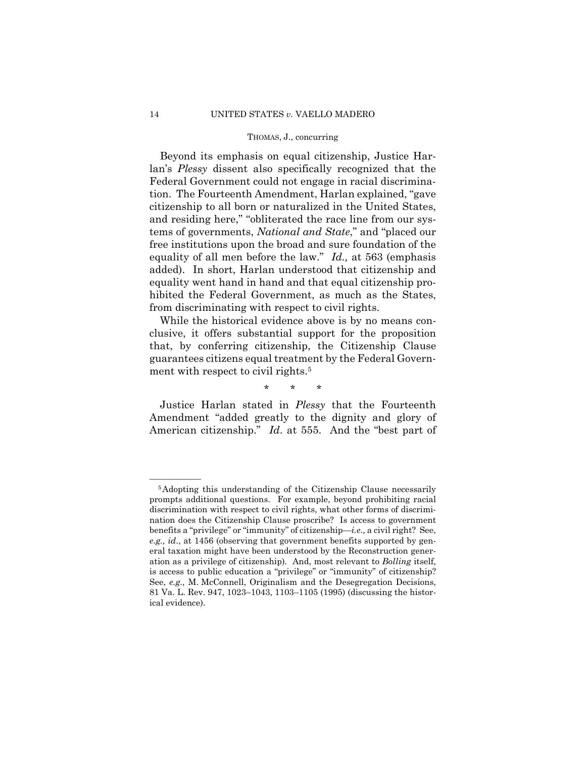Beyond its emphasis on equal citizenship, Justice Harlan's *Plessy* dissent also specifically recognized that the Federal Government could not engage in racial discrimination. The Fourteenth Amendment, Harlan explained, "gave citizenship to all born or naturalized in the United States, and residing here," "obliterated the race line from our systems of governments, *National and State*," and "placed our free institutions upon the broad and sure foundation of the equality of all men before the law." *Id.,* at 563 (emphasis added). In short, Harlan understood that citizenship and equality went hand in hand and that equal citizenship prohibited the Federal Government, as much as the States, from discriminating with respect to civil rights.

While the historical evidence above is by no means conclusive, it offers substantial support for the proposition that, by conferring citizenship, the Citizenship Clause guarantees citizens equal treatment by the Federal Government with respect to civil rights.[5]

\* \* \*

Justice Harlan stated in *Plessy* that the Fourteenth Amendment "added greatly to the dignity and glory of American citizenship." *Id*. at 555. And the "best part of

---

[5] Adopting this understanding of the Citizenship Clause necessarily prompts additional questions. For example, beyond prohibiting racial discrimination with respect to civil rights, what other forms of discrimination does the Citizenship Clause proscribe? Is access to government benefits a "privilege" or "immunity" of citizenship—*i.e.,* a civil right? See, *e.g., id*., at 1456 (observing that government benefits supported by general taxation might have been understood by the Reconstruction generation as a privilege of citizenship). And, most relevant to *Bolling* itself, is access to public education a "privilege" or "immunity" of citizenship? See, *e.g.,* M. McConnell, Originalism and the Desegregation Decisions, 81 Va. L. Rev. 947, 1023–1043, 1103–1105 (1995) (discussing the historical evidence).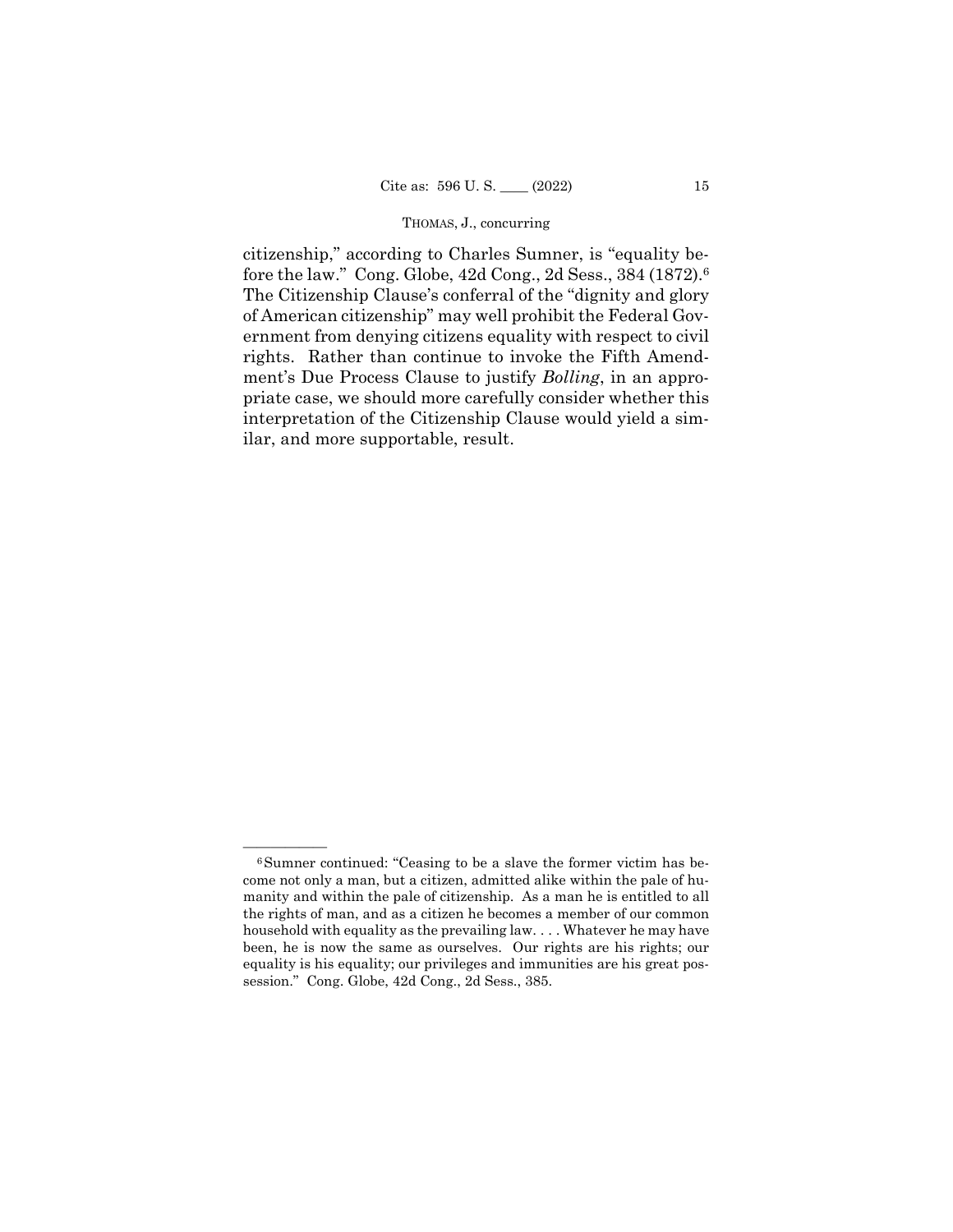citizenship," according to Charles Sumner, is "equality before the law." Cong. Globe, 42d Cong., 2d Sess., 384 (1872).[6] The Citizenship Clause's conferral of the "dignity and glory of American citizenship" may well prohibit the Federal Government from denying citizens equality with respect to civil rights. Rather than continue to invoke the Fifth Amendment's Due Process Clause to justify *Bolling*, in an appropriate case, we should more carefully consider whether this interpretation of the Citizenship Clause would yield a similar, and more supportable, result.

---

[6] Sumner continued: "Ceasing to be a slave the former victim has become not only a man, but a citizen, admitted alike within the pale of humanity and within the pale of citizenship. As a man he is entitled to all the rights of man, and as a citizen he becomes a member of our common household with equality as the prevailing law. . . . Whatever he may have been, he is now the same as ourselves. Our rights are his rights; our equality is his equality; our privileges and immunities are his great possession." Cong. Globe, 42d Cong., 2d Sess., 385.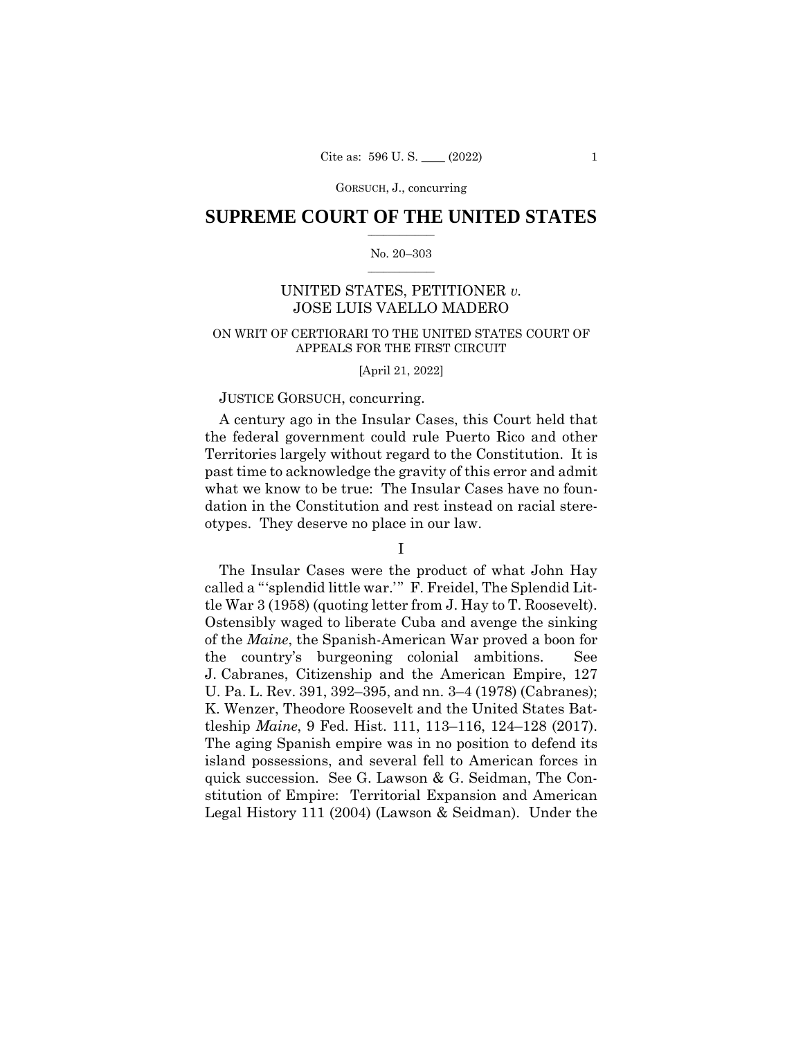## SUPREME COURT OF THE UNITED STATES

No. 20–303

UNITED STATES, PETITIONER *v.* JOSE LUIS VAELLO MADERO

ON WRIT OF CERTIORARI TO THE UNITED STATES COURT OF APPEALS FOR THE FIRST CIRCUIT

[April 21, 2022]

JUSTICE GORSUCH, concurring.

A century ago in the Insular Cases, this Court held that the federal government could rule Puerto Rico and other Territories largely without regard to the Constitution. It is past time to acknowledge the gravity of this error and admit what we know to be true: The Insular Cases have no foundation in the Constitution and rest instead on racial stereotypes. They deserve no place in our law.

I

The Insular Cases were the product of what John Hay called a "'splendid little war.'" F. Freidel, The Splendid Little War 3 (1958) (quoting letter from J. Hay to T. Roosevelt). Ostensibly waged to liberate Cuba and avenge the sinking of the *Maine*, the Spanish-American War proved a boon for the country's burgeoning colonial ambitions. See J. Cabranes, Citizenship and the American Empire, 127 U. Pa. L. Rev. 391, 392–395, and nn. 3–4 (1978) (Cabranes); K. Wenzer, Theodore Roosevelt and the United States Battleship *Maine*, 9 Fed. Hist. 111, 113–116, 124–128 (2017). The aging Spanish empire was in no position to defend its island possessions, and several fell to American forces in quick succession. See G. Lawson & G. Seidman, The Constitution of Empire: Territorial Expansion and American Legal History 111 (2004) (Lawson & Seidman). Under the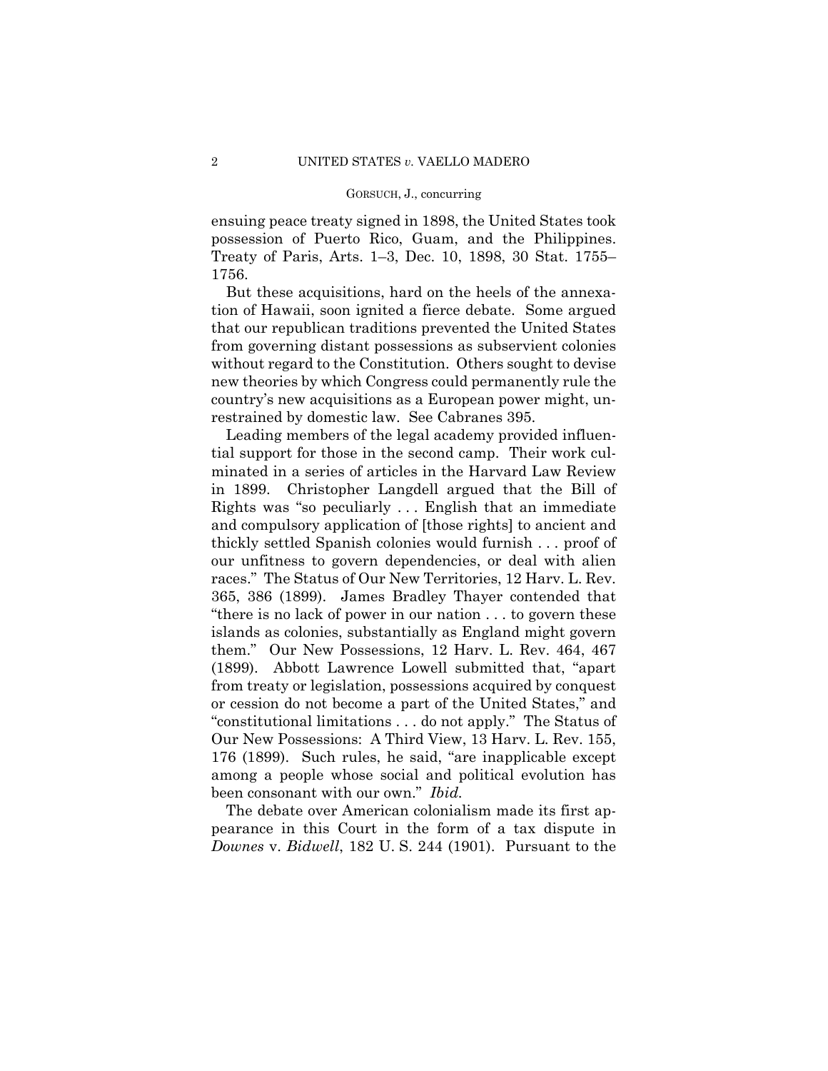ensuing peace treaty signed in 1898, the United States took possession of Puerto Rico, Guam, and the Philippines. Treaty of Paris, Arts. 1–3, Dec. 10, 1898, 30 Stat. 1755–1756.

But these acquisitions, hard on the heels of the annexation of Hawaii, soon ignited a fierce debate. Some argued that our republican traditions prevented the United States from governing distant possessions as subservient colonies without regard to the Constitution. Others sought to devise new theories by which Congress could permanently rule the country's new acquisitions as a European power might, unrestrained by domestic law. See Cabranes 395.

Leading members of the legal academy provided influential support for those in the second camp. Their work culminated in a series of articles in the Harvard Law Review in 1899. Christopher Langdell argued that the Bill of Rights was "so peculiarly . . . English that an immediate and compulsory application of [those rights] to ancient and thickly settled Spanish colonies would furnish . . . proof of our unfitness to govern dependencies, or deal with alien races." The Status of Our New Territories, 12 Harv. L. Rev. 365, 386 (1899). James Bradley Thayer contended that "there is no lack of power in our nation . . . to govern these islands as colonies, substantially as England might govern them." Our New Possessions, 12 Harv. L. Rev. 464, 467 (1899). Abbott Lawrence Lowell submitted that, "apart from treaty or legislation, possessions acquired by conquest or cession do not become a part of the United States," and "constitutional limitations . . . do not apply." The Status of Our New Possessions: A Third View, 13 Harv. L. Rev. 155, 176 (1899). Such rules, he said, "are inapplicable except among a people whose social and political evolution has been consonant with our own." *Ibid.*

The debate over American colonialism made its first appearance in this Court in the form of a tax dispute in *Downes* v. *Bidwell*, 182 U. S. 244 (1901). Pursuant to the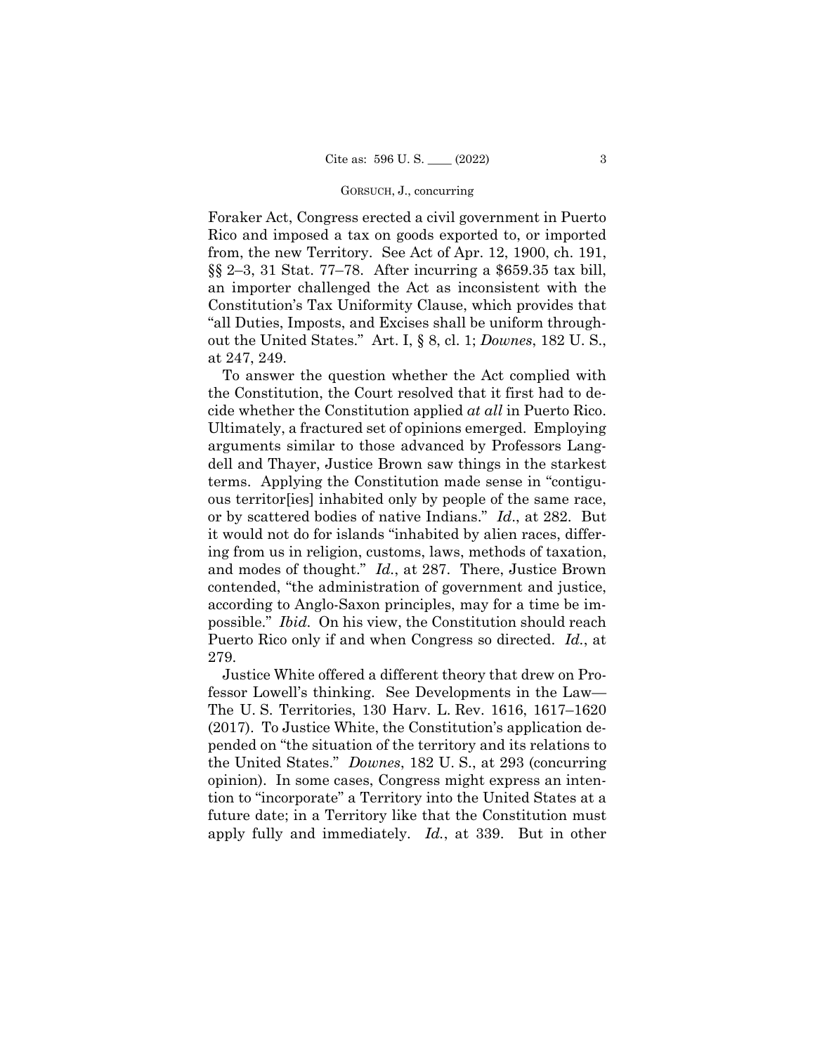Foraker Act, Congress erected a civil government in Puerto Rico and imposed a tax on goods exported to, or imported from, the new Territory. See Act of Apr. 12, 1900, ch. 191, §§ 2–3, 31 Stat. 77–78. After incurring a $659.35 tax bill, an importer challenged the Act as inconsistent with the Constitution's Tax Uniformity Clause, which provides that "all Duties, Imposts, and Excises shall be uniform throughout the United States." Art. I, § 8, cl. 1; *Downes*, 182 U. S., at 247, 249.

To answer the question whether the Act complied with the Constitution, the Court resolved that it first had to decide whether the Constitution applied *at all* in Puerto Rico. Ultimately, a fractured set of opinions emerged. Employing arguments similar to those advanced by Professors Langdell and Thayer, Justice Brown saw things in the starkest terms. Applying the Constitution made sense in "contiguous territor[ies] inhabited only by people of the same race, or by scattered bodies of native Indians." *Id*., at 282. But it would not do for islands "inhabited by alien races, differing from us in religion, customs, laws, methods of taxation, and modes of thought." *Id.*, at 287. There, Justice Brown contended, "the administration of government and justice, according to Anglo-Saxon principles, may for a time be impossible." *Ibid.* On his view, the Constitution should reach Puerto Rico only if and when Congress so directed. *Id.*, at 279.

Justice White offered a different theory that drew on Professor Lowell's thinking. See Developments in the Law—The U. S. Territories, 130 Harv. L. Rev. 1616, 1617–1620 (2017). To Justice White, the Constitution's application depended on "the situation of the territory and its relations to the United States." *Downes*, 182 U. S., at 293 (concurring opinion). In some cases, Congress might express an intention to "incorporate" a Territory into the United States at a future date; in a Territory like that the Constitution must apply fully and immediately. *Id.*, at 339. But in other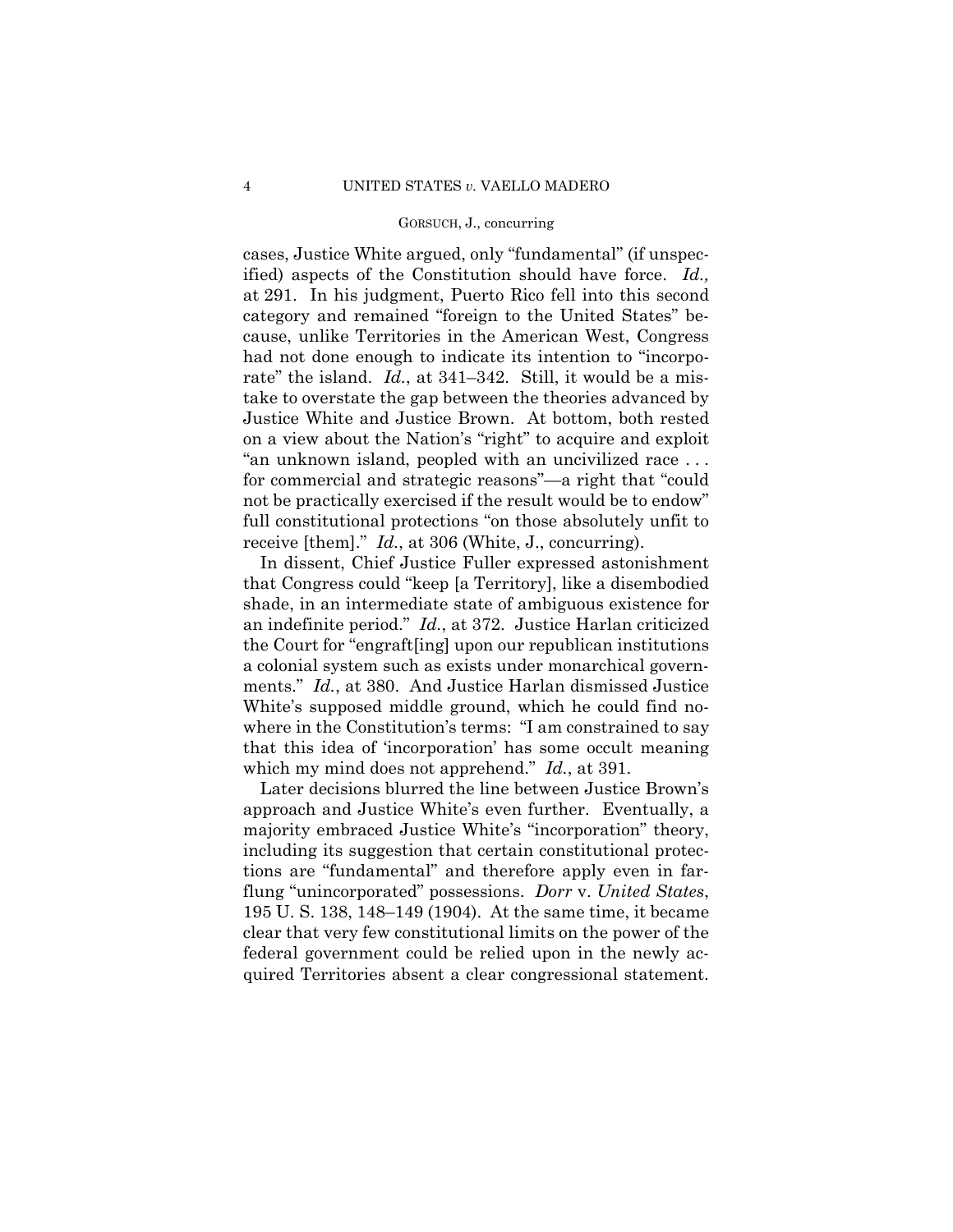cases, Justice White argued, only "fundamental" (if unspecified) aspects of the Constitution should have force. *Id.,* at 291. In his judgment, Puerto Rico fell into this second category and remained "foreign to the United States" because, unlike Territories in the American West, Congress had not done enough to indicate its intention to "incorporate" the island. *Id.*, at 341–342. Still, it would be a mistake to overstate the gap between the theories advanced by Justice White and Justice Brown. At bottom, both rested on a view about the Nation's "right" to acquire and exploit "an unknown island, peopled with an uncivilized race . . . for commercial and strategic reasons"—a right that "could not be practically exercised if the result would be to endow" full constitutional protections "on those absolutely unfit to receive [them]." *Id.*, at 306 (White, J., concurring).

In dissent, Chief Justice Fuller expressed astonishment that Congress could "keep [a Territory], like a disembodied shade, in an intermediate state of ambiguous existence for an indefinite period." *Id.*, at 372. Justice Harlan criticized the Court for "engraft[ing] upon our republican institutions a colonial system such as exists under monarchical governments." *Id.*, at 380. And Justice Harlan dismissed Justice White's supposed middle ground, which he could find nowhere in the Constitution's terms: "I am constrained to say that this idea of 'incorporation' has some occult meaning which my mind does not apprehend." *Id.*, at 391.

Later decisions blurred the line between Justice Brown's approach and Justice White's even further. Eventually, a majority embraced Justice White's "incorporation" theory, including its suggestion that certain constitutional protections are "fundamental" and therefore apply even in far-flung "unincorporated" possessions. *Dorr* v. *United States*, 195 U. S. 138, 148–149 (1904). At the same time, it became clear that very few constitutional limits on the power of the federal government could be relied upon in the newly acquired Territories absent a clear congressional statement.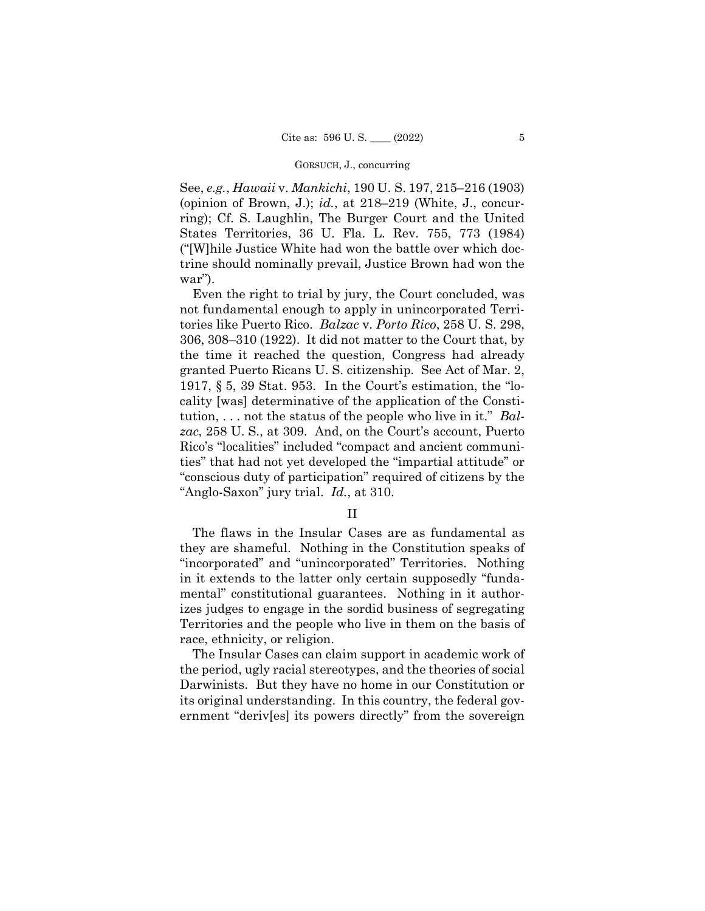See, *e.g.*, *Hawaii* v. *Mankichi*, 190 U. S. 197, 215–216 (1903) (opinion of Brown, J.); *id.*, at 218–219 (White, J., concurring); Cf. S. Laughlin, The Burger Court and the United States Territories, 36 U. Fla. L. Rev. 755, 773 (1984) ("[W]hile Justice White had won the battle over which doctrine should nominally prevail, Justice Brown had won the war").

Even the right to trial by jury, the Court concluded, was not fundamental enough to apply in unincorporated Territories like Puerto Rico. *Balzac* v. *Porto Rico*, 258 U. S. 298, 306, 308–310 (1922). It did not matter to the Court that, by the time it reached the question, Congress had already granted Puerto Ricans U. S. citizenship. See Act of Mar. 2, 1917, § 5, 39 Stat. 953. In the Court's estimation, the "locality [was] determinative of the application of the Constitution, . . . not the status of the people who live in it." *Balzac*, 258 U. S., at 309. And, on the Court's account, Puerto Rico's "localities" included "compact and ancient communities" that had not yet developed the "impartial attitude" or "conscious duty of participation" required of citizens by the "Anglo-Saxon" jury trial. *Id.*, at 310.

## II

The flaws in the Insular Cases are as fundamental as they are shameful. Nothing in the Constitution speaks of "incorporated" and "unincorporated" Territories. Nothing in it extends to the latter only certain supposedly "fundamental" constitutional guarantees. Nothing in it authorizes judges to engage in the sordid business of segregating Territories and the people who live in them on the basis of race, ethnicity, or religion.

The Insular Cases can claim support in academic work of the period, ugly racial stereotypes, and the theories of social Darwinists. But they have no home in our Constitution or its original understanding. In this country, the federal government "deriv[es] its powers directly" from the sovereign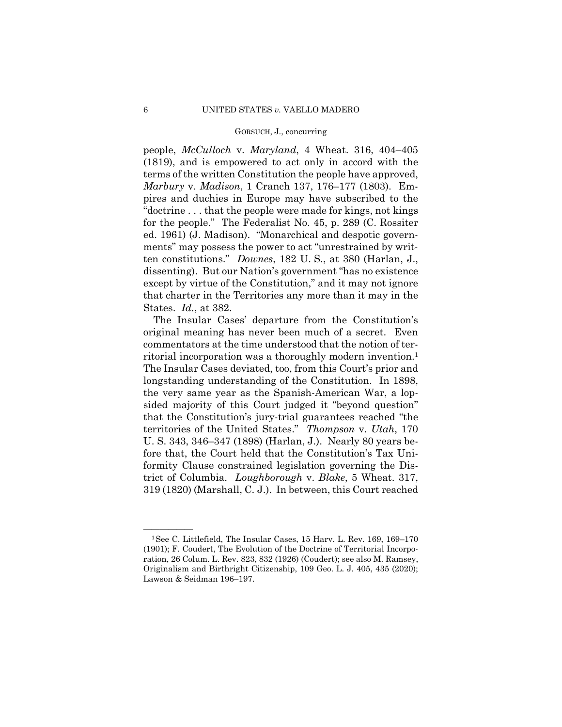people, *McCulloch* v. *Maryland*, 4 Wheat. 316, 404–405 (1819), and is empowered to act only in accord with the terms of the written Constitution the people have approved, *Marbury* v. *Madison*, 1 Cranch 137, 176–177 (1803). Empires and duchies in Europe may have subscribed to the "doctrine . . . that the people were made for kings, not kings for the people." The Federalist No. 45, p. 289 (C. Rossiter ed. 1961) (J. Madison). "Monarchical and despotic governments" may possess the power to act "unrestrained by written constitutions." *Downes*, 182 U. S., at 380 (Harlan, J., dissenting). But our Nation's government "has no existence except by virtue of the Constitution," and it may not ignore that charter in the Territories any more than it may in the States. *Id.*, at 382.

The Insular Cases' departure from the Constitution's original meaning has never been much of a secret. Even commentators at the time understood that the notion of territorial incorporation was a thoroughly modern invention.[1] The Insular Cases deviated, too, from this Court's prior and longstanding understanding of the Constitution. In 1898, the very same year as the Spanish-American War, a lopsided majority of this Court judged it "beyond question" that the Constitution's jury-trial guarantees reached "the territories of the United States." *Thompson* v. *Utah*, 170 U. S. 343, 346–347 (1898) (Harlan, J.). Nearly 80 years before that, the Court held that the Constitution's Tax Uniformity Clause constrained legislation governing the District of Columbia. *Loughborough* v. *Blake*, 5 Wheat. 317, 319 (1820) (Marshall, C. J.). In between, this Court reached

---

[1] See C. Littlefield, The Insular Cases, 15 Harv. L. Rev. 169, 169–170 (1901); F. Coudert, The Evolution of the Doctrine of Territorial Incorporation, 26 Colum. L. Rev. 823, 832 (1926) (Coudert); see also M. Ramsey, Originalism and Birthright Citizenship, 109 Geo. L. J. 405, 435 (2020); Lawson & Seidman 196–197.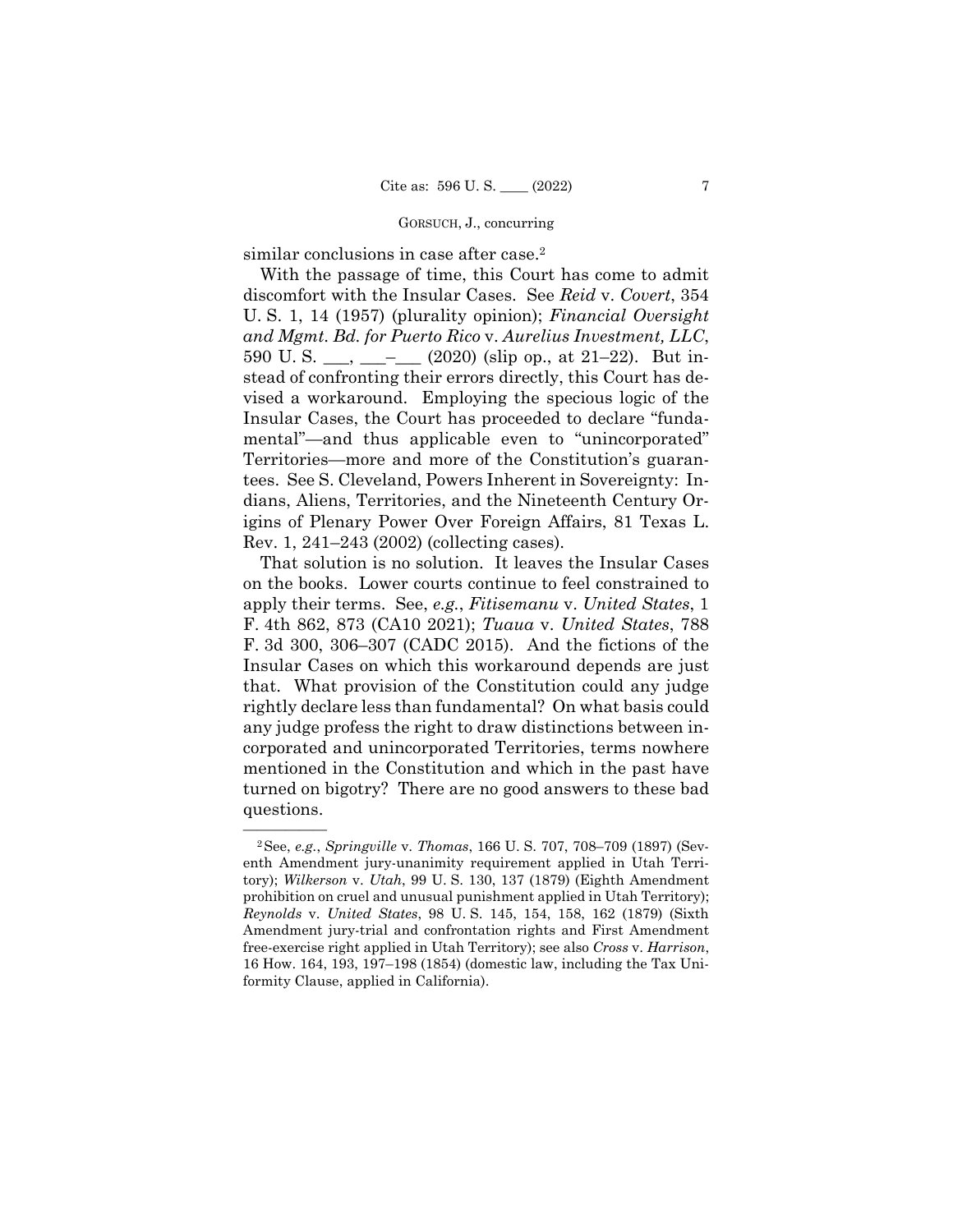similar conclusions in case after case.[2]

With the passage of time, this Court has come to admit discomfort with the Insular Cases. See *Reid* v. *Covert*, 354 U. S. 1, 14 (1957) (plurality opinion); *Financial Oversight and Mgmt. Bd. for Puerto Rico* v. *Aurelius Investment, LLC*, 590 U. S. ___, ___–___ (2020) (slip op., at 21–22). But instead of confronting their errors directly, this Court has devised a workaround. Employing the specious logic of the Insular Cases, the Court has proceeded to declare "fundamental"—and thus applicable even to "unincorporated" Territories—more and more of the Constitution's guarantees. See S. Cleveland, Powers Inherent in Sovereignty: Indians, Aliens, Territories, and the Nineteenth Century Origins of Plenary Power Over Foreign Affairs, 81 Texas L. Rev. 1, 241–243 (2002) (collecting cases).

That solution is no solution. It leaves the Insular Cases on the books. Lower courts continue to feel constrained to apply their terms. See, *e.g.*, *Fitisemanu* v. *United States*, 1 F. 4th 862, 873 (CA10 2021); *Tuaua* v. *United States*, 788 F. 3d 300, 306–307 (CADC 2015). And the fictions of the Insular Cases on which this workaround depends are just that. What provision of the Constitution could any judge rightly declare less than fundamental? On what basis could any judge profess the right to draw distinctions between incorporated and unincorporated Territories, terms nowhere mentioned in the Constitution and which in the past have turned on bigotry? There are no good answers to these bad questions.

---

[2] See, *e.g.*, *Springville* v. *Thomas*, 166 U. S. 707, 708–709 (1897) (Seventh Amendment jury-unanimity requirement applied in Utah Territory); *Wilkerson* v. *Utah*, 99 U. S. 130, 137 (1879) (Eighth Amendment prohibition on cruel and unusual punishment applied in Utah Territory); *Reynolds* v. *United States*, 98 U. S. 145, 154, 158, 162 (1879) (Sixth Amendment jury-trial and confrontation rights and First Amendment free-exercise right applied in Utah Territory); see also *Cross* v. *Harrison*, 16 How. 164, 193, 197–198 (1854) (domestic law, including the Tax Uniformity Clause, applied in California).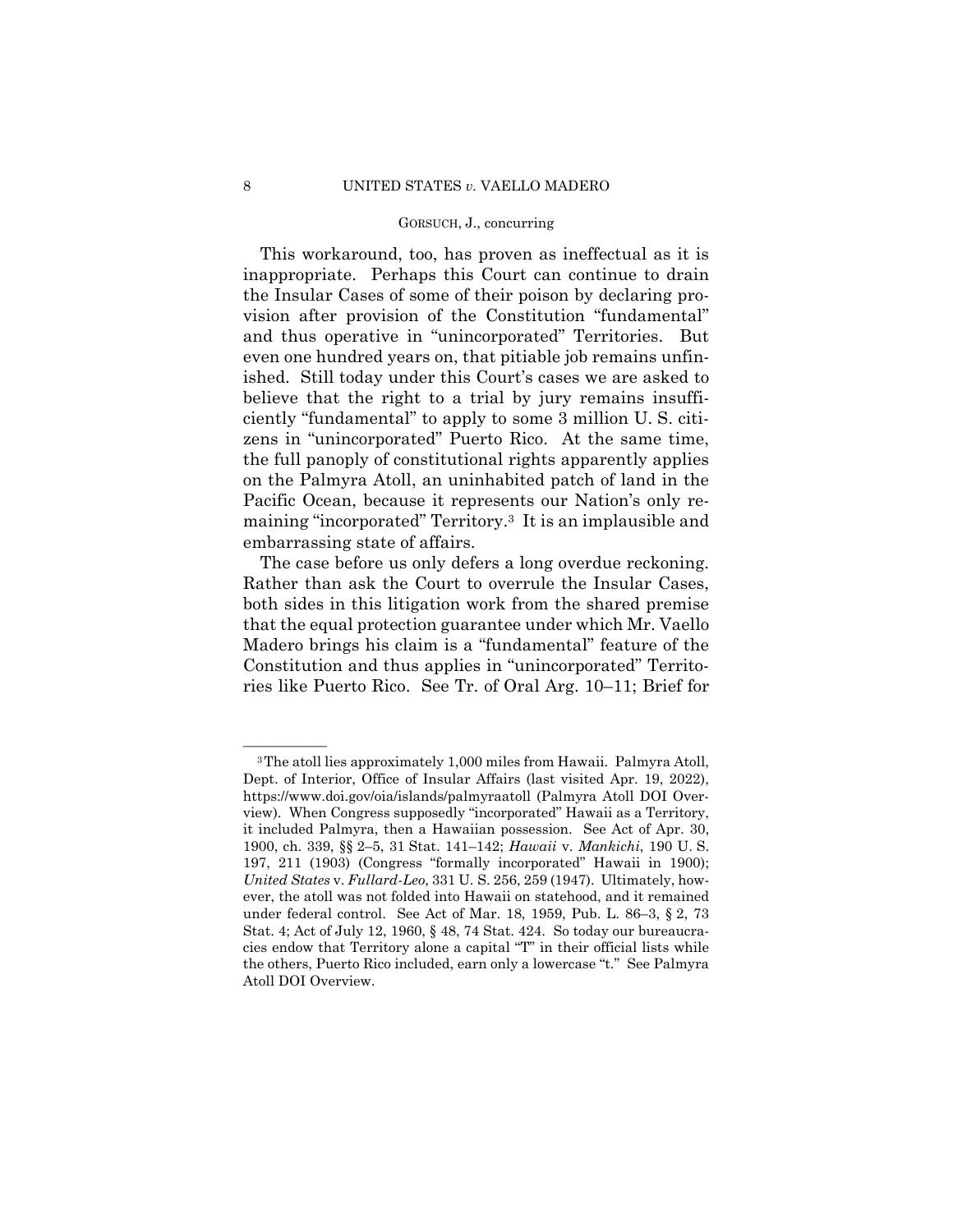This workaround, too, has proven as ineffectual as it is inappropriate. Perhaps this Court can continue to drain the Insular Cases of some of their poison by declaring provision after provision of the Constitution "fundamental" and thus operative in "unincorporated" Territories. But even one hundred years on, that pitiable job remains unfinished. Still today under this Court's cases we are asked to believe that the right to a trial by jury remains insufficiently "fundamental" to apply to some 3 million U. S. citizens in "unincorporated" Puerto Rico. At the same time, the full panoply of constitutional rights apparently applies on the Palmyra Atoll, an uninhabited patch of land in the Pacific Ocean, because it represents our Nation's only remaining "incorporated" Territory.[3] It is an implausible and embarrassing state of affairs.

The case before us only defers a long overdue reckoning. Rather than ask the Court to overrule the Insular Cases, both sides in this litigation work from the shared premise that the equal protection guarantee under which Mr. Vaello Madero brings his claim is a "fundamental" feature of the Constitution and thus applies in "unincorporated" Territories like Puerto Rico. See Tr. of Oral Arg. 10–11; Brief for

---

[3] The atoll lies approximately 1,000 miles from Hawaii. Palmyra Atoll, Dept. of Interior, Office of Insular Affairs (last visited Apr. 19, 2022), https://www.doi.gov/oia/islands/palmyraatoll (Palmyra Atoll DOI Overview). When Congress supposedly "incorporated" Hawaii as a Territory, it included Palmyra, then a Hawaiian possession. See Act of Apr. 30, 1900, ch. 339, §§ 2–5, 31 Stat. 141–142; *Hawaii* v. *Mankichi*, 190 U. S. 197, 211 (1903) (Congress "formally incorporated" Hawaii in 1900); *United States* v. *Fullard-Leo*, 331 U. S. 256, 259 (1947). Ultimately, however, the atoll was not folded into Hawaii on statehood, and it remained under federal control. See Act of Mar. 18, 1959, Pub. L. 86–3, § 2, 73 Stat. 4; Act of July 12, 1960, § 48, 74 Stat. 424. So today our bureaucracies endow that Territory alone a capital "T" in their official lists while the others, Puerto Rico included, earn only a lowercase "t." See Palmyra Atoll DOI Overview.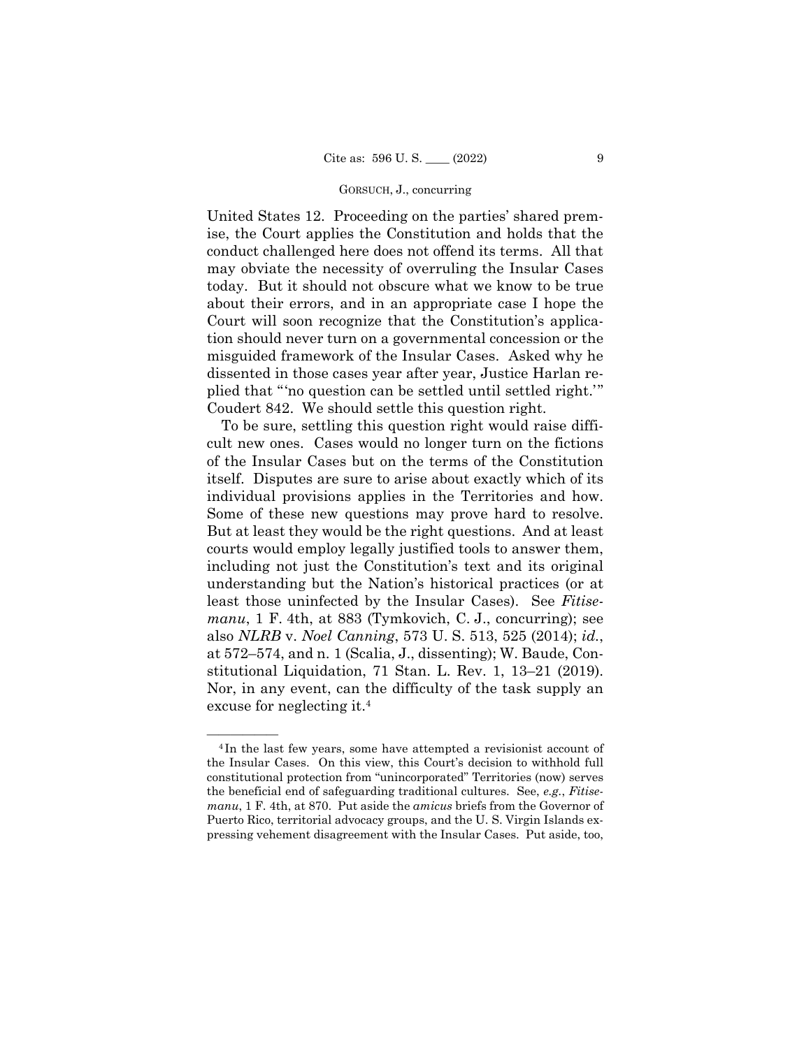United States 12. Proceeding on the parties' shared premise, the Court applies the Constitution and holds that the conduct challenged here does not offend its terms. All that may obviate the necessity of overruling the Insular Cases today. But it should not obscure what we know to be true about their errors, and in an appropriate case I hope the Court will soon recognize that the Constitution's application should never turn on a governmental concession or the misguided framework of the Insular Cases. Asked why he dissented in those cases year after year, Justice Harlan replied that "'no question can be settled until settled right.'" Coudert 842. We should settle this question right.

To be sure, settling this question right would raise difficult new ones. Cases would no longer turn on the fictions of the Insular Cases but on the terms of the Constitution itself. Disputes are sure to arise about exactly which of its individual provisions applies in the Territories and how. Some of these new questions may prove hard to resolve. But at least they would be the right questions. And at least courts would employ legally justified tools to answer them, including not just the Constitution's text and its original understanding but the Nation's historical practices (or at least those uninfected by the Insular Cases). See *Fitisemanu*, 1 F. 4th, at 883 (Tymkovich, C. J., concurring); see also *NLRB* v. *Noel Canning*, 573 U. S. 513, 525 (2014); *id.*, at 572–574, and n. 1 (Scalia, J., dissenting); W. Baude, Constitutional Liquidation, 71 Stan. L. Rev. 1, 13–21 (2019). Nor, in any event, can the difficulty of the task supply an excuse for neglecting it.[4]

---

[4] In the last few years, some have attempted a revisionist account of the Insular Cases. On this view, this Court's decision to withhold full constitutional protection from "unincorporated" Territories (now) serves the beneficial end of safeguarding traditional cultures. See, *e.g.*, *Fitisemanu*, 1 F. 4th, at 870. Put aside the *amicus* briefs from the Governor of Puerto Rico, territorial advocacy groups, and the U. S. Virgin Islands expressing vehement disagreement with the Insular Cases. Put aside, too,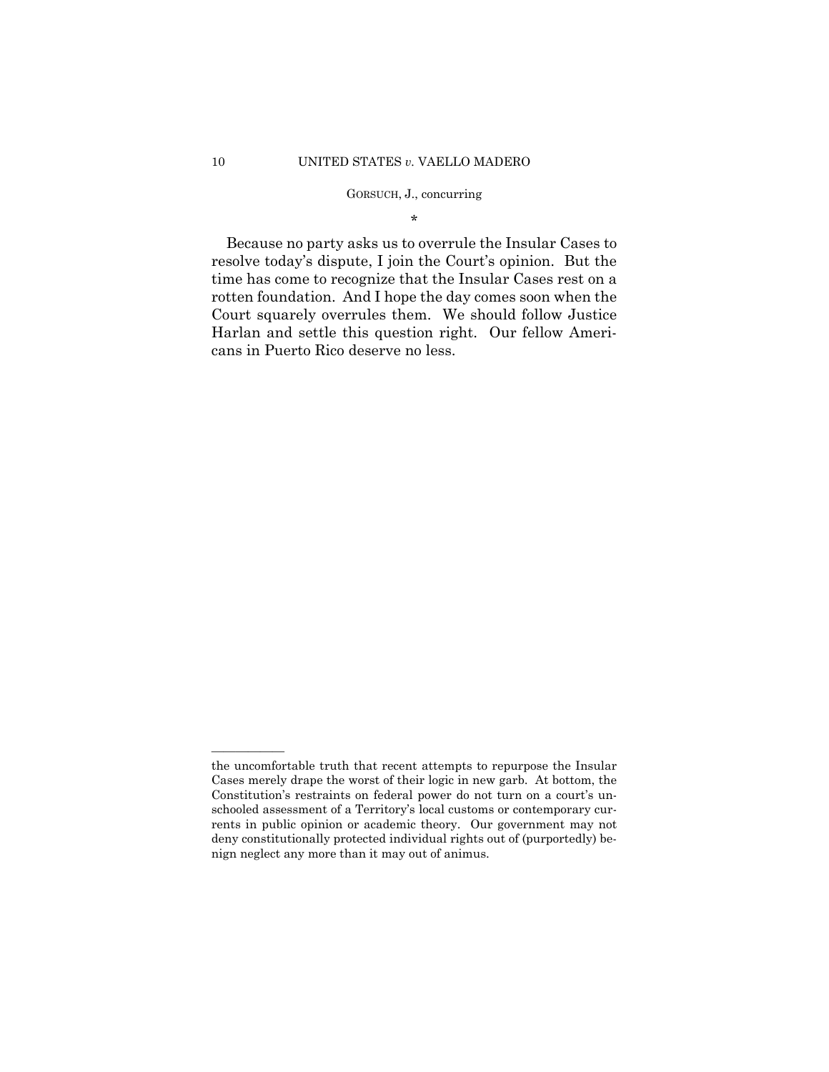\*

Because no party asks us to overrule the Insular Cases to resolve today's dispute, I join the Court's opinion. But the time has come to recognize that the Insular Cases rest on a rotten foundation. And I hope the day comes soon when the Court squarely overrules them. We should follow Justice Harlan and settle this question right. Our fellow Americans in Puerto Rico deserve no less.

---

the uncomfortable truth that recent attempts to repurpose the Insular Cases merely drape the worst of their logic in new garb. At bottom, the Constitution's restraints on federal power do not turn on a court's unschooled assessment of a Territory's local customs or contemporary currents in public opinion or academic theory. Our government may not deny constitutionally protected individual rights out of (purportedly) benign neglect any more than it may out of animus.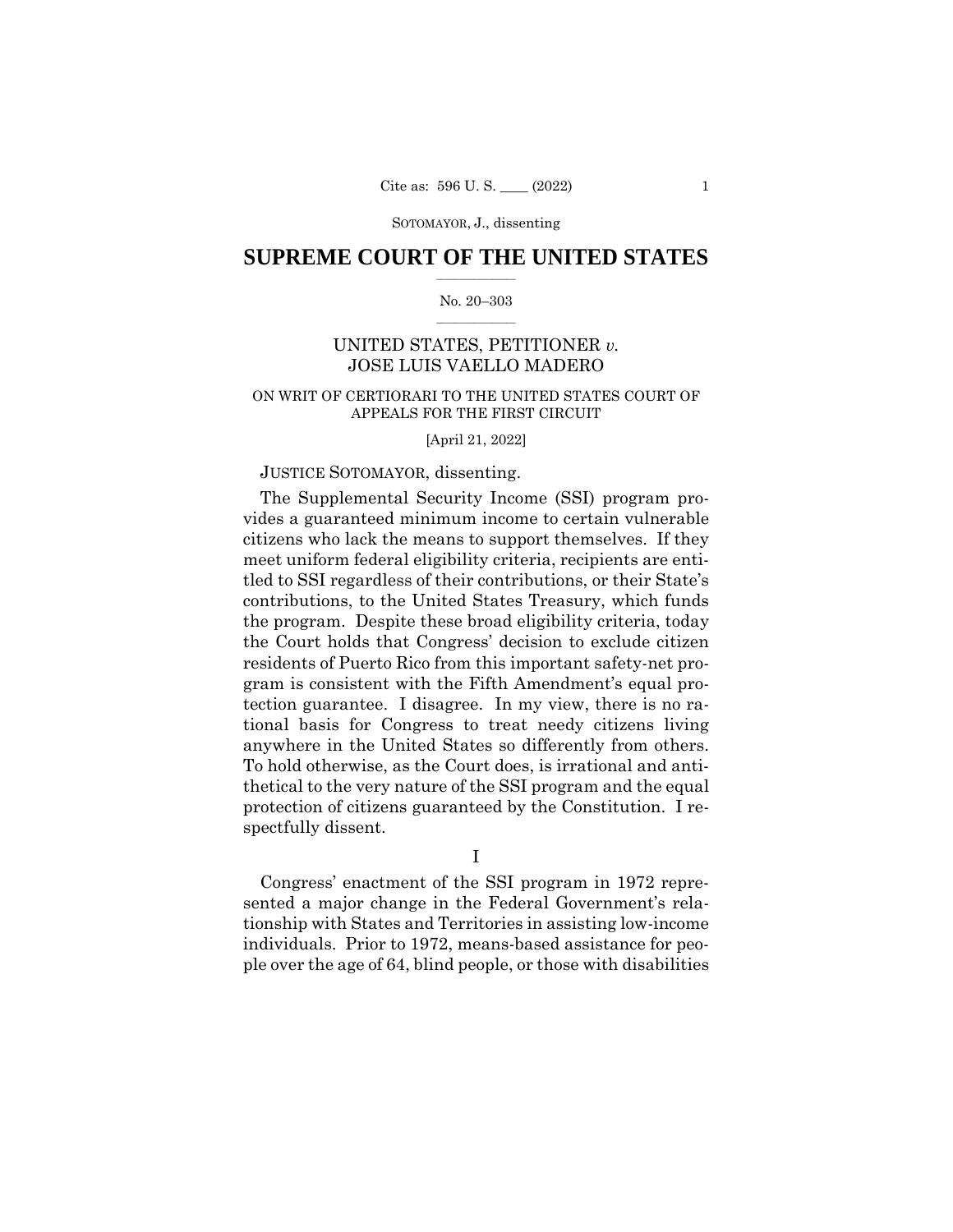# SUPREME COURT OF THE UNITED STATES

No. 20–303

UNITED STATES, PETITIONER *v.* JOSE LUIS VAELLO MADERO

ON WRIT OF CERTIORARI TO THE UNITED STATES COURT OF APPEALS FOR THE FIRST CIRCUIT

[April 21, 2022]

JUSTICE SOTOMAYOR, dissenting.

The Supplemental Security Income (SSI) program provides a guaranteed minimum income to certain vulnerable citizens who lack the means to support themselves. If they meet uniform federal eligibility criteria, recipients are entitled to SSI regardless of their contributions, or their State's contributions, to the United States Treasury, which funds the program. Despite these broad eligibility criteria, today the Court holds that Congress' decision to exclude citizen residents of Puerto Rico from this important safety-net program is consistent with the Fifth Amendment's equal protection guarantee. I disagree. In my view, there is no rational basis for Congress to treat needy citizens living anywhere in the United States so differently from others. To hold otherwise, as the Court does, is irrational and antithetical to the very nature of the SSI program and the equal protection of citizens guaranteed by the Constitution. I respectfully dissent.

I

Congress' enactment of the SSI program in 1972 represented a major change in the Federal Government's relationship with States and Territories in assisting low-income individuals. Prior to 1972, means-based assistance for people over the age of 64, blind people, or those with disabilities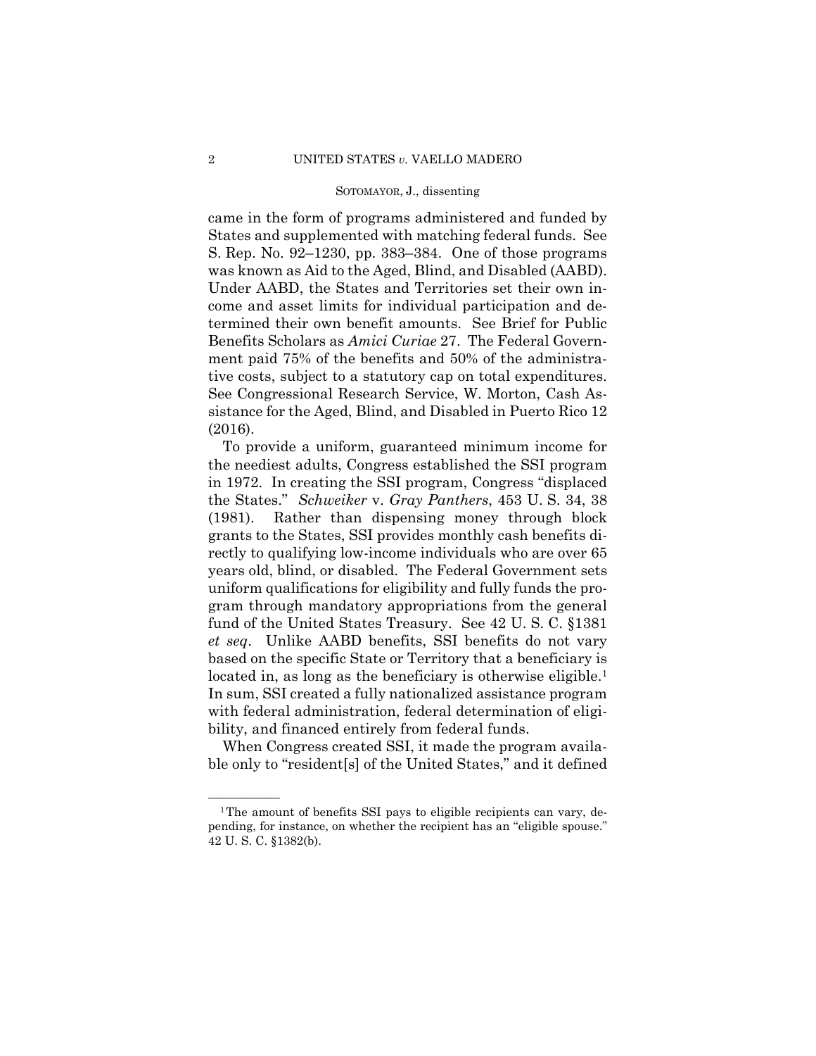came in the form of programs administered and funded by States and supplemented with matching federal funds. See S. Rep. No. 92–1230, pp. 383–384. One of those programs was known as Aid to the Aged, Blind, and Disabled (AABD). Under AABD, the States and Territories set their own income and asset limits for individual participation and determined their own benefit amounts. See Brief for Public Benefits Scholars as *Amici Curiae* 27. The Federal Government paid 75% of the benefits and 50% of the administrative costs, subject to a statutory cap on total expenditures. See Congressional Research Service, W. Morton, Cash Assistance for the Aged, Blind, and Disabled in Puerto Rico 12 (2016).

To provide a uniform, guaranteed minimum income for the neediest adults, Congress established the SSI program in 1972. In creating the SSI program, Congress "displaced the States." *Schweiker* v. *Gray Panthers*, 453 U. S. 34, 38 (1981). Rather than dispensing money through block grants to the States, SSI provides monthly cash benefits directly to qualifying low-income individuals who are over 65 years old, blind, or disabled. The Federal Government sets uniform qualifications for eligibility and fully funds the program through mandatory appropriations from the general fund of the United States Treasury. See 42 U. S. C. §1381 *et seq*. Unlike AABD benefits, SSI benefits do not vary based on the specific State or Territory that a beneficiary is located in, as long as the beneficiary is otherwise eligible.[1] In sum, SSI created a fully nationalized assistance program with federal administration, federal determination of eligibility, and financed entirely from federal funds.

When Congress created SSI, it made the program available only to "resident[s] of the United States," and it defined

---

[1] The amount of benefits SSI pays to eligible recipients can vary, depending, for instance, on whether the recipient has an "eligible spouse." 42 U. S. C. §1382(b).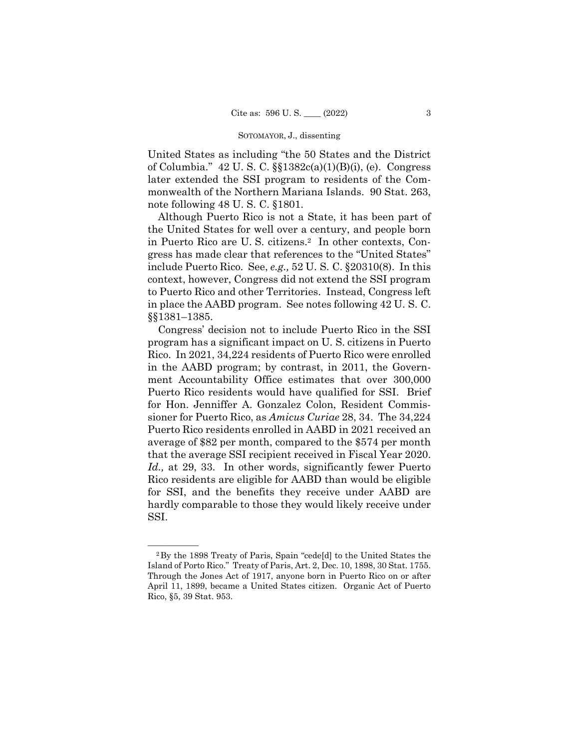United States as including "the 50 States and the District of Columbia." 42 U. S. C. §§1382c(a)(1)(B)(i), (e). Congress later extended the SSI program to residents of the Commonwealth of the Northern Mariana Islands. 90 Stat. 263, note following 48 U. S. C. §1801.

Although Puerto Rico is not a State, it has been part of the United States for well over a century, and people born in Puerto Rico are U. S. citizens.[2] In other contexts, Congress has made clear that references to the "United States" include Puerto Rico. See, *e.g.,* 52 U. S. C. §20310(8). In this context, however, Congress did not extend the SSI program to Puerto Rico and other Territories. Instead, Congress left in place the AABD program. See notes following 42 U. S. C. §§1381–1385.

Congress' decision not to include Puerto Rico in the SSI program has a significant impact on U. S. citizens in Puerto Rico. In 2021, 34,224 residents of Puerto Rico were enrolled in the AABD program; by contrast, in 2011, the Government Accountability Office estimates that over 300,000 Puerto Rico residents would have qualified for SSI. Brief for Hon. Jenniffer A. Gonzalez Colon, Resident Commissioner for Puerto Rico, as *Amicus Curiae* 28, 34. The 34,224 Puerto Rico residents enrolled in AABD in 2021 received an average of $82 per month, compared to the $574 per month that the average SSI recipient received in Fiscal Year 2020. *Id.,* at 29, 33. In other words, significantly fewer Puerto Rico residents are eligible for AABD than would be eligible for SSI, and the benefits they receive under AABD are hardly comparable to those they would likely receive under SSI.

---

[2] By the 1898 Treaty of Paris, Spain "cede[d] to the United States the Island of Porto Rico." Treaty of Paris, Art. 2, Dec. 10, 1898, 30 Stat. 1755. Through the Jones Act of 1917, anyone born in Puerto Rico on or after April 11, 1899, became a United States citizen. Organic Act of Puerto Rico, §5, 39 Stat. 953.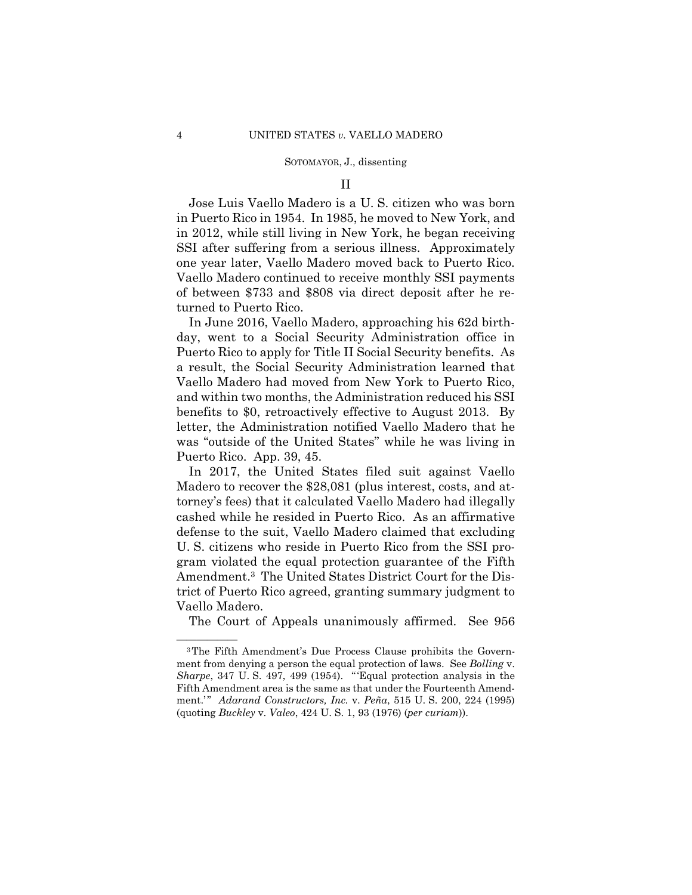## II

Jose Luis Vaello Madero is a U. S. citizen who was born in Puerto Rico in 1954. In 1985, he moved to New York, and in 2012, while still living in New York, he began receiving SSI after suffering from a serious illness. Approximately one year later, Vaello Madero moved back to Puerto Rico. Vaello Madero continued to receive monthly SSI payments of between $733 and $808 via direct deposit after he returned to Puerto Rico.

In June 2016, Vaello Madero, approaching his 62d birthday, went to a Social Security Administration office in Puerto Rico to apply for Title II Social Security benefits. As a result, the Social Security Administration learned that Vaello Madero had moved from New York to Puerto Rico, and within two months, the Administration reduced his SSI benefits to $0, retroactively effective to August 2013. By letter, the Administration notified Vaello Madero that he was "outside of the United States" while he was living in Puerto Rico. App. 39, 45.

In 2017, the United States filed suit against Vaello Madero to recover the $28,081 (plus interest, costs, and attorney's fees) that it calculated Vaello Madero had illegally cashed while he resided in Puerto Rico. As an affirmative defense to the suit, Vaello Madero claimed that excluding U. S. citizens who reside in Puerto Rico from the SSI program violated the equal protection guarantee of the Fifth Amendment.[3] The United States District Court for the District of Puerto Rico agreed, granting summary judgment to Vaello Madero.

The Court of Appeals unanimously affirmed. See 956

---

[3] The Fifth Amendment's Due Process Clause prohibits the Government from denying a person the equal protection of laws. See *Bolling* v. *Sharpe*, 347 U. S. 497, 499 (1954). "'Equal protection analysis in the Fifth Amendment area is the same as that under the Fourteenth Amendment.'" *Adarand Constructors, Inc.* v. *Peña*, 515 U. S. 200, 224 (1995) (quoting *Buckley* v. *Valeo*, 424 U. S. 1, 93 (1976) (*per curiam*)).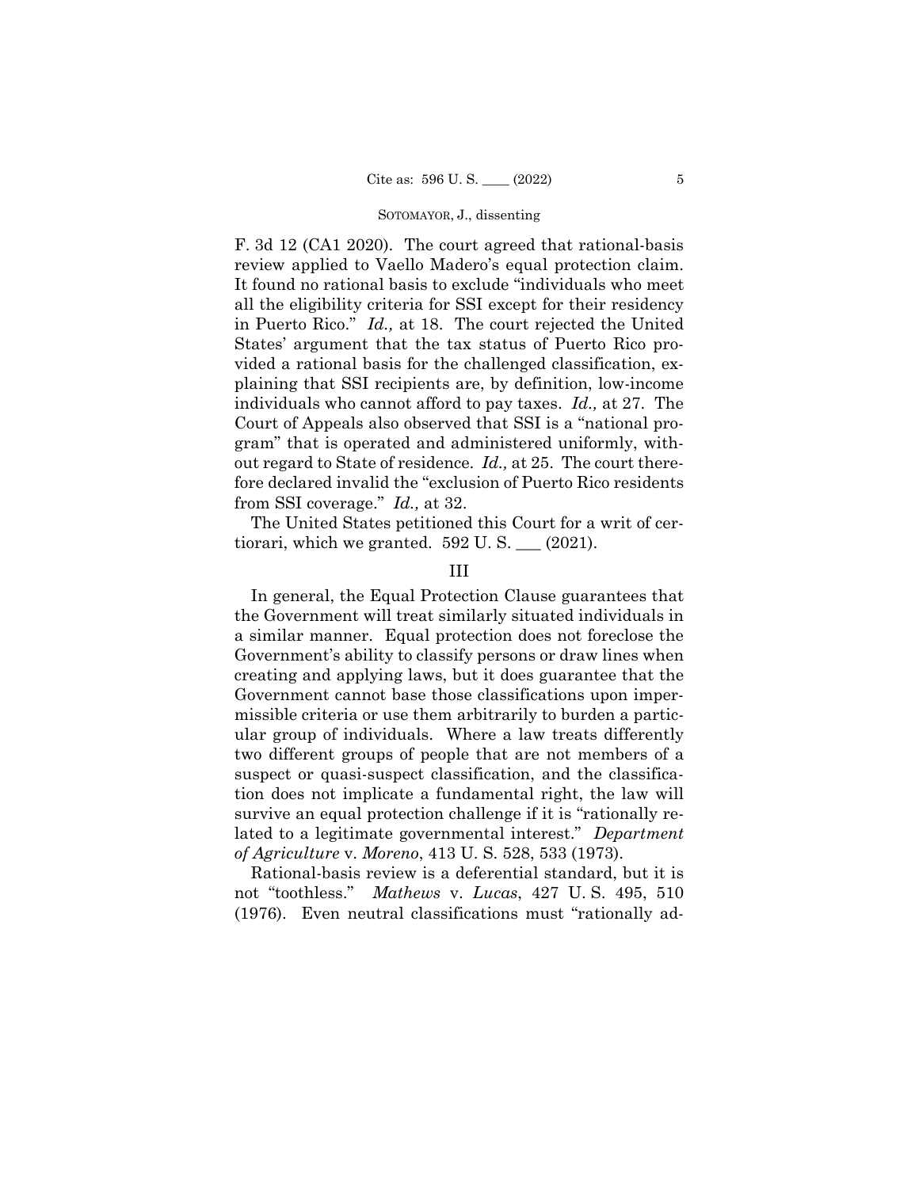F. 3d 12 (CA1 2020). The court agreed that rational-basis review applied to Vaello Madero's equal protection claim. It found no rational basis to exclude "individuals who meet all the eligibility criteria for SSI except for their residency in Puerto Rico." *Id.,* at 18. The court rejected the United States' argument that the tax status of Puerto Rico provided a rational basis for the challenged classification, explaining that SSI recipients are, by definition, low-income individuals who cannot afford to pay taxes. *Id.,* at 27. The Court of Appeals also observed that SSI is a "national program" that is operated and administered uniformly, without regard to State of residence. *Id.,* at 25. The court therefore declared invalid the "exclusion of Puerto Rico residents from SSI coverage." *Id.,* at 32.

The United States petitioned this Court for a writ of certiorari, which we granted. 592 U. S. ___ (2021).

## III

In general, the Equal Protection Clause guarantees that the Government will treat similarly situated individuals in a similar manner. Equal protection does not foreclose the Government's ability to classify persons or draw lines when creating and applying laws, but it does guarantee that the Government cannot base those classifications upon impermissible criteria or use them arbitrarily to burden a particular group of individuals. Where a law treats differently two different groups of people that are not members of a suspect or quasi-suspect classification, and the classification does not implicate a fundamental right, the law will survive an equal protection challenge if it is "rationally related to a legitimate governmental interest." *Department of Agriculture* v. *Moreno*, 413 U. S. 528, 533 (1973).

Rational-basis review is a deferential standard, but it is not "toothless." *Mathews* v. *Lucas*, 427 U. S. 495, 510 (1976). Even neutral classifications must "rationally ad-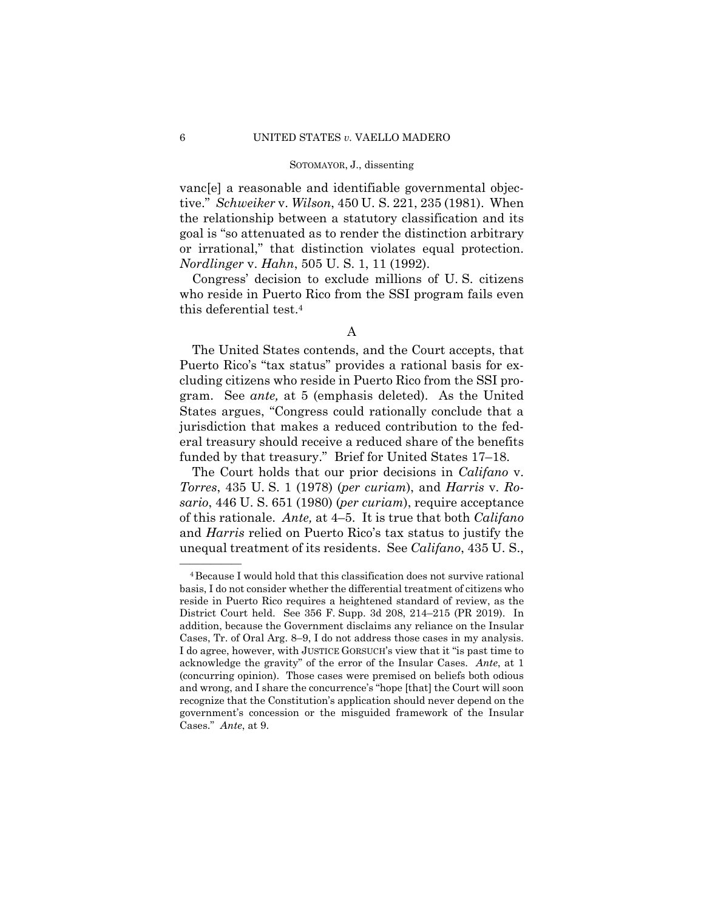vanc[e] a reasonable and identifiable governmental objective." *Schweiker* v. *Wilson*, 450 U. S. 221, 235 (1981). When the relationship between a statutory classification and its goal is "so attenuated as to render the distinction arbitrary or irrational," that distinction violates equal protection. *Nordlinger* v. *Hahn*, 505 U. S. 1, 11 (1992).

Congress' decision to exclude millions of U. S. citizens who reside in Puerto Rico from the SSI program fails even this deferential test.[4]

### A

The United States contends, and the Court accepts, that Puerto Rico's "tax status" provides a rational basis for excluding citizens who reside in Puerto Rico from the SSI program. See *ante,* at 5 (emphasis deleted). As the United States argues, "Congress could rationally conclude that a jurisdiction that makes a reduced contribution to the federal treasury should receive a reduced share of the benefits funded by that treasury." Brief for United States 17–18.

The Court holds that our prior decisions in *Califano* v. *Torres*, 435 U. S. 1 (1978) (*per curiam*), and *Harris* v. *Rosario*, 446 U. S. 651 (1980) (*per curiam*), require acceptance of this rationale. *Ante,* at 4–5. It is true that both *Califano* and *Harris* relied on Puerto Rico's tax status to justify the unequal treatment of its residents. See *Califano*, 435 U. S.,

---

[4] Because I would hold that this classification does not survive rational basis, I do not consider whether the differential treatment of citizens who reside in Puerto Rico requires a heightened standard of review, as the District Court held. See 356 F. Supp. 3d 208, 214–215 (PR 2019). In addition, because the Government disclaims any reliance on the Insular Cases, Tr. of Oral Arg. 8–9, I do not address those cases in my analysis. I do agree, however, with JUSTICE GORSUCH's view that it "is past time to acknowledge the gravity" of the error of the Insular Cases. *Ante*, at 1 (concurring opinion). Those cases were premised on beliefs both odious and wrong, and I share the concurrence's "hope [that] the Court will soon recognize that the Constitution's application should never depend on the government's concession or the misguided framework of the Insular Cases." *Ante*, at 9.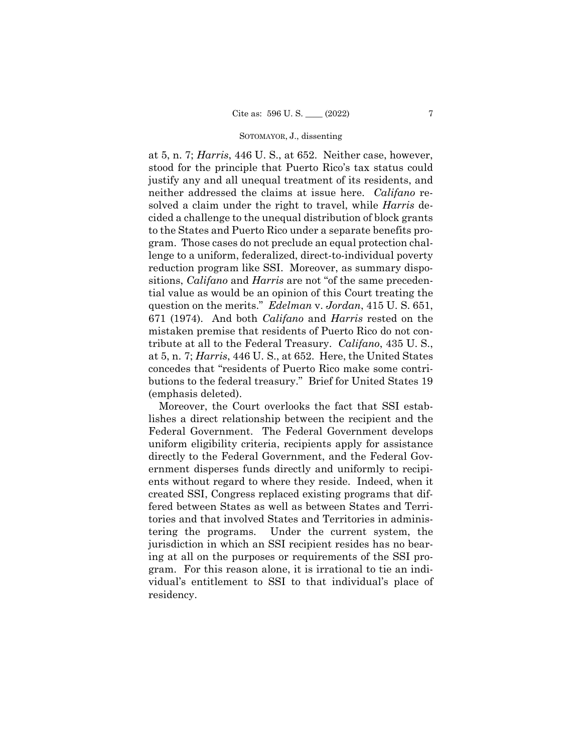at 5, n. 7; *Harris*, 446 U. S., at 652. Neither case, however, stood for the principle that Puerto Rico's tax status could justify any and all unequal treatment of its residents, and neither addressed the claims at issue here. *Califano* resolved a claim under the right to travel, while *Harris* decided a challenge to the unequal distribution of block grants to the States and Puerto Rico under a separate benefits program. Those cases do not preclude an equal protection challenge to a uniform, federalized, direct-to-individual poverty reduction program like SSI. Moreover, as summary dispositions, *Califano* and *Harris* are not "of the same precedential value as would be an opinion of this Court treating the question on the merits." *Edelman* v. *Jordan*, 415 U. S. 651, 671 (1974). And both *Califano* and *Harris* rested on the mistaken premise that residents of Puerto Rico do not contribute at all to the Federal Treasury. *Califano*, 435 U. S., at 5, n. 7; *Harris*, 446 U. S., at 652. Here, the United States concedes that "residents of Puerto Rico make some contributions to the federal treasury." Brief for United States 19 (emphasis deleted).

Moreover, the Court overlooks the fact that SSI establishes a direct relationship between the recipient and the Federal Government. The Federal Government develops uniform eligibility criteria, recipients apply for assistance directly to the Federal Government, and the Federal Government disperses funds directly and uniformly to recipients without regard to where they reside. Indeed, when it created SSI, Congress replaced existing programs that differed between States as well as between States and Territories and that involved States and Territories in administering the programs. Under the current system, the jurisdiction in which an SSI recipient resides has no bearing at all on the purposes or requirements of the SSI program. For this reason alone, it is irrational to tie an individual's entitlement to SSI to that individual's place of residency.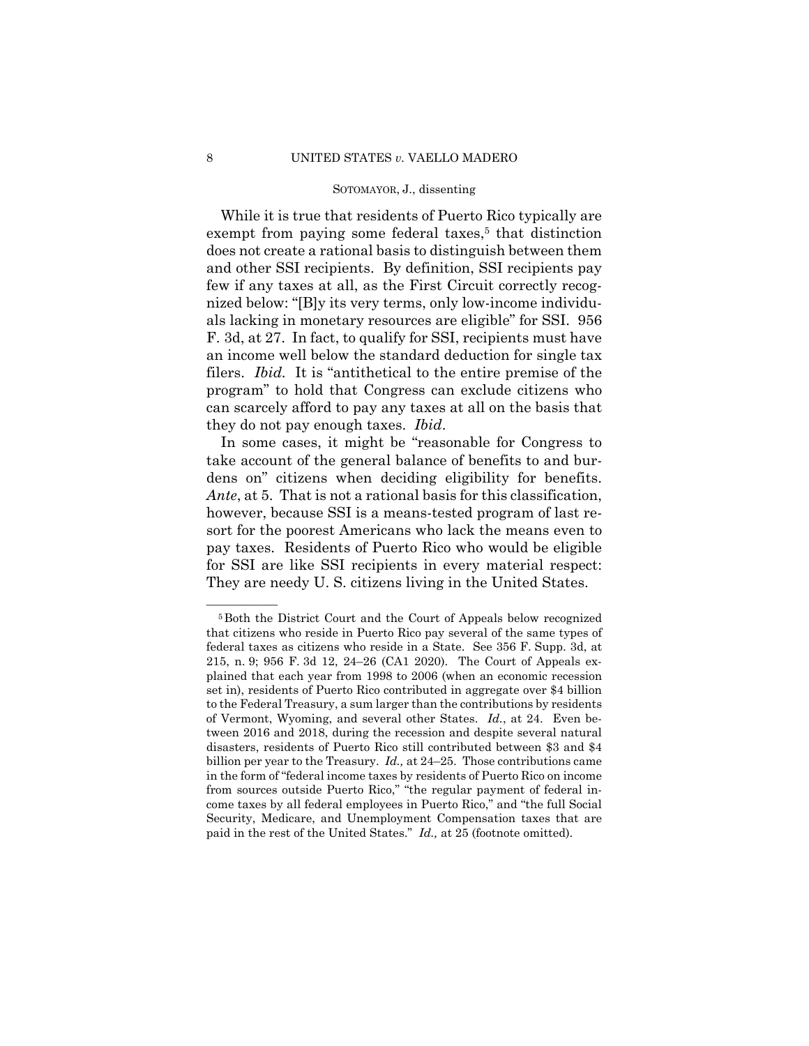While it is true that residents of Puerto Rico typically are exempt from paying some federal taxes,[5] that distinction does not create a rational basis to distinguish between them and other SSI recipients. By definition, SSI recipients pay few if any taxes at all, as the First Circuit correctly recognized below: "[B]y its very terms, only low-income individuals lacking in monetary resources are eligible" for SSI. 956 F. 3d, at 27. In fact, to qualify for SSI, recipients must have an income well below the standard deduction for single tax filers. *Ibid.* It is "antithetical to the entire premise of the program" to hold that Congress can exclude citizens who can scarcely afford to pay any taxes at all on the basis that they do not pay enough taxes. *Ibid.*

In some cases, it might be "reasonable for Congress to take account of the general balance of benefits to and burdens on" citizens when deciding eligibility for benefits. *Ante*, at 5. That is not a rational basis for this classification, however, because SSI is a means-tested program of last resort for the poorest Americans who lack the means even to pay taxes. Residents of Puerto Rico who would be eligible for SSI are like SSI recipients in every material respect: They are needy U. S. citizens living in the United States.

---

[5] Both the District Court and the Court of Appeals below recognized that citizens who reside in Puerto Rico pay several of the same types of federal taxes as citizens who reside in a State. See 356 F. Supp. 3d, at 215, n. 9; 956 F. 3d 12, 24–26 (CA1 2020). The Court of Appeals explained that each year from 1998 to 2006 (when an economic recession set in), residents of Puerto Rico contributed in aggregate over $4 billion to the Federal Treasury, a sum larger than the contributions by residents of Vermont, Wyoming, and several other States. *Id.*, at 24. Even between 2016 and 2018, during the recession and despite several natural disasters, residents of Puerto Rico still contributed between $3 and $4 billion per year to the Treasury. *Id.,* at 24–25. Those contributions came in the form of "federal income taxes by residents of Puerto Rico on income from sources outside Puerto Rico," "the regular payment of federal income taxes by all federal employees in Puerto Rico," and "the full Social Security, Medicare, and Unemployment Compensation taxes that are paid in the rest of the United States." *Id.,* at 25 (footnote omitted).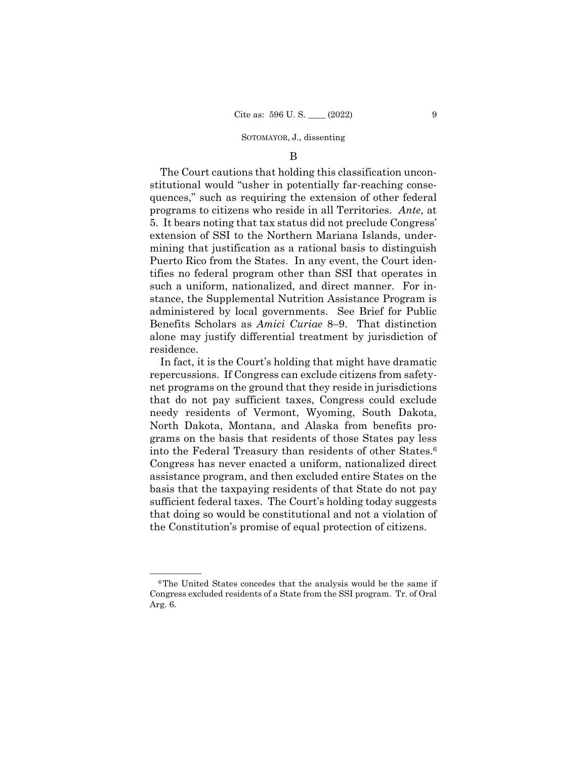B

The Court cautions that holding this classification unconstitutional would "usher in potentially far-reaching consequences," such as requiring the extension of other federal programs to citizens who reside in all Territories. *Ante*, at 5. It bears noting that tax status did not preclude Congress' extension of SSI to the Northern Mariana Islands, undermining that justification as a rational basis to distinguish Puerto Rico from the States. In any event, the Court identifies no federal program other than SSI that operates in such a uniform, nationalized, and direct manner. For instance, the Supplemental Nutrition Assistance Program is administered by local governments. See Brief for Public Benefits Scholars as *Amici Curiae* 8–9. That distinction alone may justify differential treatment by jurisdiction of residence.

In fact, it is the Court's holding that might have dramatic repercussions. If Congress can exclude citizens from safety-net programs on the ground that they reside in jurisdictions that do not pay sufficient taxes, Congress could exclude needy residents of Vermont, Wyoming, South Dakota, North Dakota, Montana, and Alaska from benefits programs on the basis that residents of those States pay less into the Federal Treasury than residents of other States.[6] Congress has never enacted a uniform, nationalized direct assistance program, and then excluded entire States on the basis that the taxpaying residents of that State do not pay sufficient federal taxes. The Court's holding today suggests that doing so would be constitutional and not a violation of the Constitution's promise of equal protection of citizens.

---

[6] The United States concedes that the analysis would be the same if Congress excluded residents of a State from the SSI program. Tr. of Oral Arg. 6.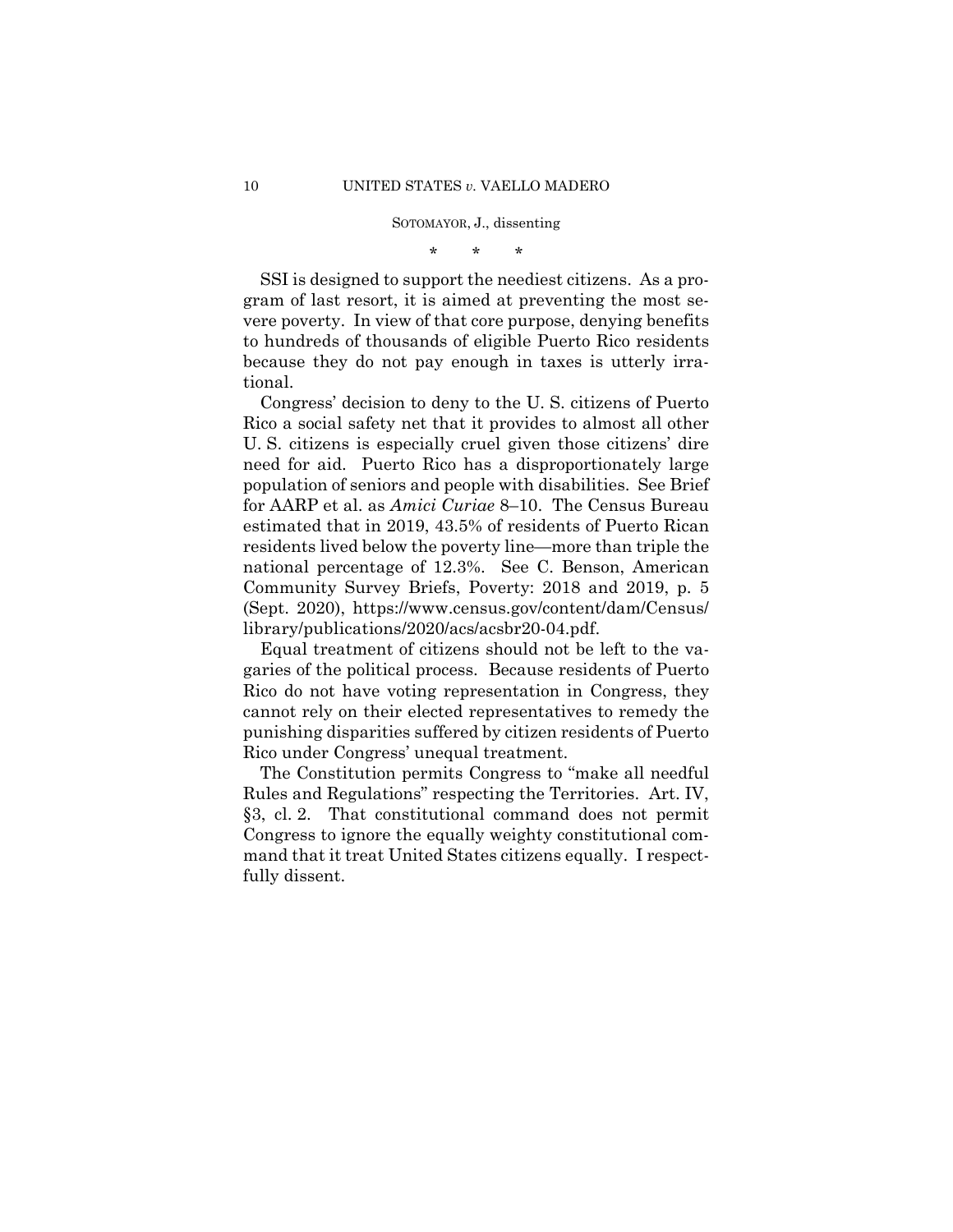\*   \*   \*

SSI is designed to support the neediest citizens. As a program of last resort, it is aimed at preventing the most severe poverty. In view of that core purpose, denying benefits to hundreds of thousands of eligible Puerto Rico residents because they do not pay enough in taxes is utterly irrational.

Congress' decision to deny to the U. S. citizens of Puerto Rico a social safety net that it provides to almost all other U. S. citizens is especially cruel given those citizens' dire need for aid. Puerto Rico has a disproportionately large population of seniors and people with disabilities. See Brief for AARP et al. as *Amici Curiae* 8–10. The Census Bureau estimated that in 2019, 43.5% of residents of Puerto Rican residents lived below the poverty line—more than triple the national percentage of 12.3%. See C. Benson, American Community Survey Briefs, Poverty: 2018 and 2019, p. 5 (Sept. 2020), https://www.census.gov/content/dam/Census/library/publications/2020/acs/acsbr20-04.pdf.

Equal treatment of citizens should not be left to the vagaries of the political process. Because residents of Puerto Rico do not have voting representation in Congress, they cannot rely on their elected representatives to remedy the punishing disparities suffered by citizen residents of Puerto Rico under Congress' unequal treatment.

The Constitution permits Congress to "make all needful Rules and Regulations" respecting the Territories. Art. IV, §3, cl. 2. That constitutional command does not permit Congress to ignore the equally weighty constitutional command that it treat United States citizens equally. I respectfully dissent.